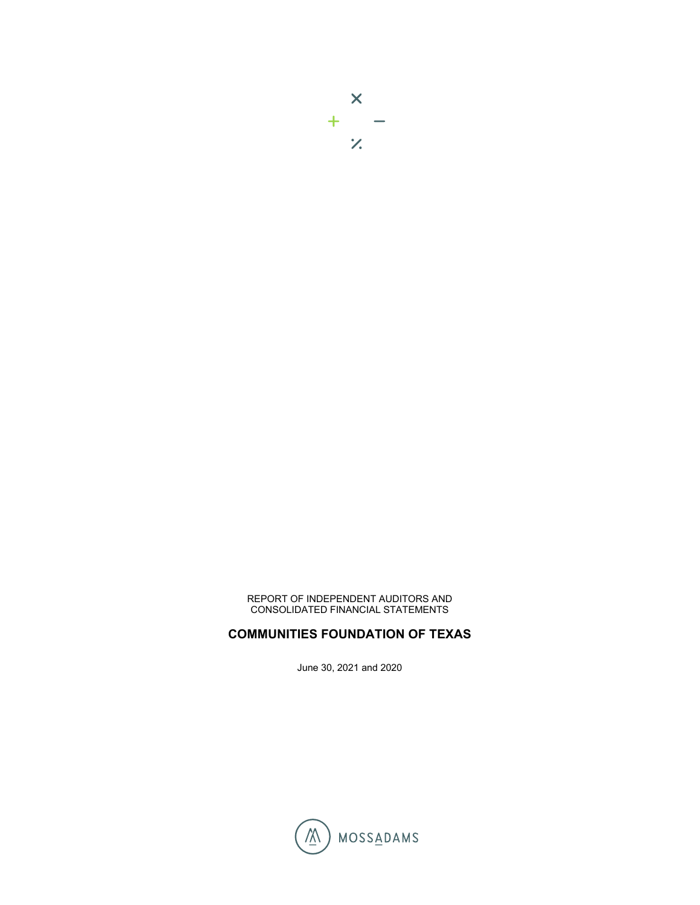REPORT OF INDEPENDENT AUDITORS AND
CONSOLIDATED FINANCIAL STATEMENTS

**COMMUNITIES FOUNDATION OF TEXAS**

June 30, 2021 and 2020

MOSSADAMS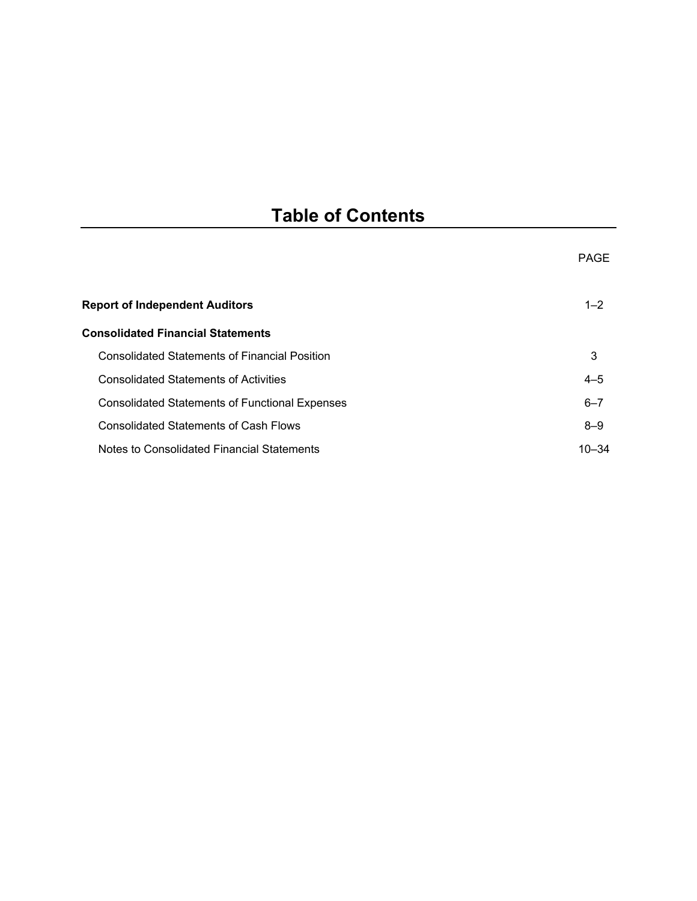# Table of Contents

| | PAGE |
|---|---|
| **Report of Independent Auditors** | 1–2 |
| **Consolidated Financial Statements** | |
| Consolidated Statements of Financial Position | 3 |
| Consolidated Statements of Activities | 4–5 |
| Consolidated Statements of Functional Expenses | 6–7 |
| Consolidated Statements of Cash Flows | 8–9 |
| Notes to Consolidated Financial Statements | 10–34 |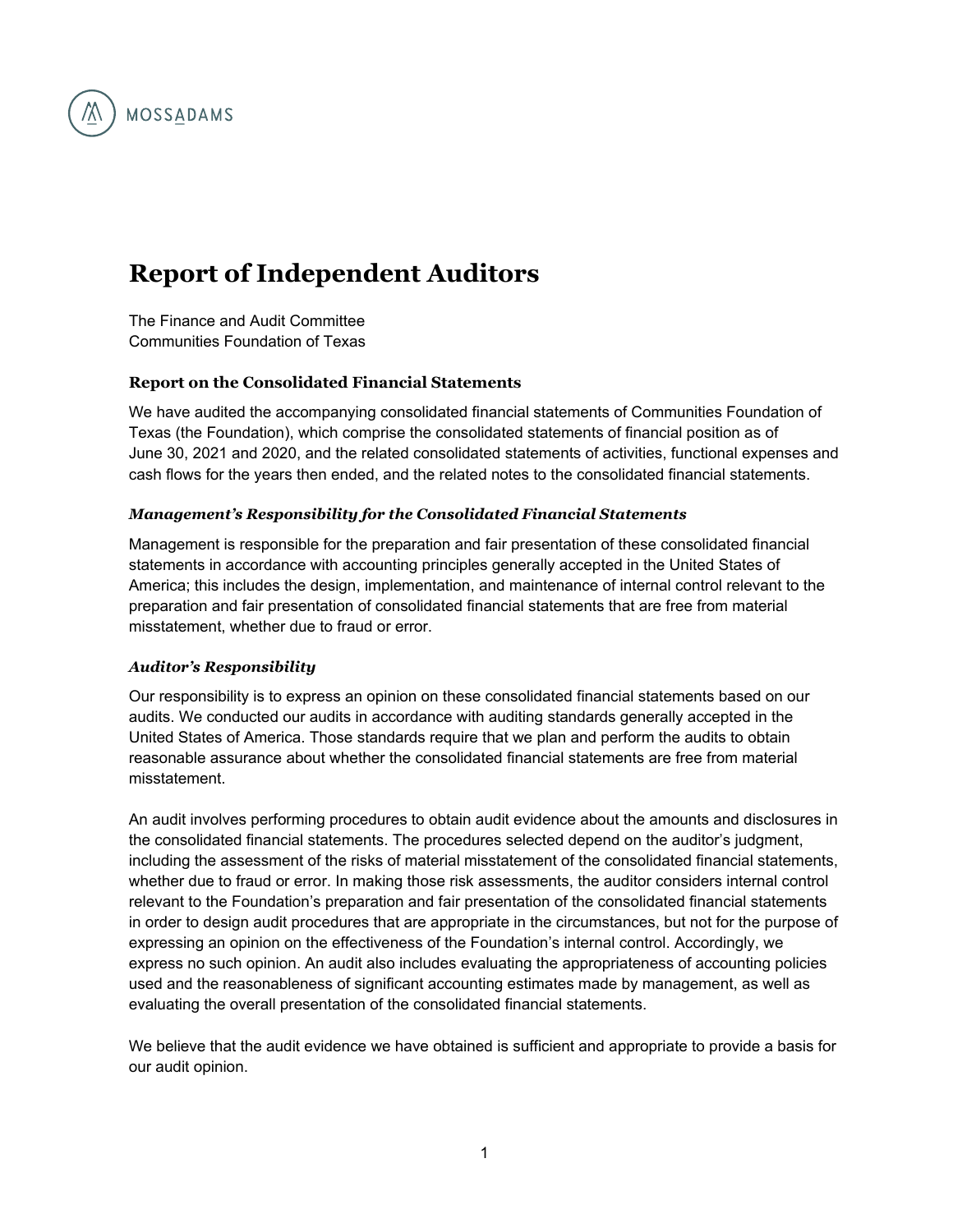MOSSADAMS

# Report of Independent Auditors

The Finance and Audit Committee
Communities Foundation of Texas

### Report on the Consolidated Financial Statements

We have audited the accompanying consolidated financial statements of Communities Foundation of Texas (the Foundation), which comprise the consolidated statements of financial position as of June 30, 2021 and 2020, and the related consolidated statements of activities, functional expenses and cash flows for the years then ended, and the related notes to the consolidated financial statements.

#### *Management's Responsibility for the Consolidated Financial Statements*

Management is responsible for the preparation and fair presentation of these consolidated financial statements in accordance with accounting principles generally accepted in the United States of America; this includes the design, implementation, and maintenance of internal control relevant to the preparation and fair presentation of consolidated financial statements that are free from material misstatement, whether due to fraud or error.

#### *Auditor's Responsibility*

Our responsibility is to express an opinion on these consolidated financial statements based on our audits. We conducted our audits in accordance with auditing standards generally accepted in the United States of America. Those standards require that we plan and perform the audits to obtain reasonable assurance about whether the consolidated financial statements are free from material misstatement.

An audit involves performing procedures to obtain audit evidence about the amounts and disclosures in the consolidated financial statements. The procedures selected depend on the auditor's judgment, including the assessment of the risks of material misstatement of the consolidated financial statements, whether due to fraud or error. In making those risk assessments, the auditor considers internal control relevant to the Foundation's preparation and fair presentation of the consolidated financial statements in order to design audit procedures that are appropriate in the circumstances, but not for the purpose of expressing an opinion on the effectiveness of the Foundation's internal control. Accordingly, we express no such opinion. An audit also includes evaluating the appropriateness of accounting policies used and the reasonableness of significant accounting estimates made by management, as well as evaluating the overall presentation of the consolidated financial statements.

We believe that the audit evidence we have obtained is sufficient and appropriate to provide a basis for our audit opinion.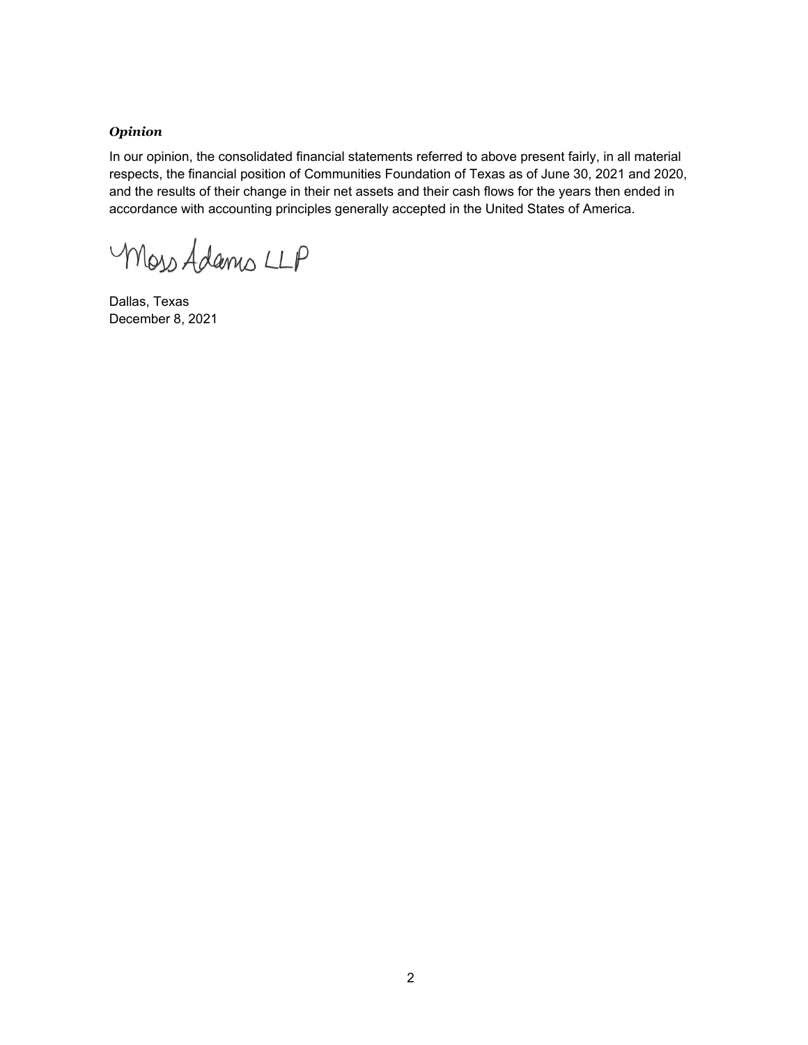***Opinion***

In our opinion, the consolidated financial statements referred to above present fairly, in all material respects, the financial position of Communities Foundation of Texas as of June 30, 2021 and 2020, and the results of their change in their net assets and their cash flows for the years then ended in accordance with accounting principles generally accepted in the United States of America.

Moss Adams LLP

Dallas, Texas
December 8, 2021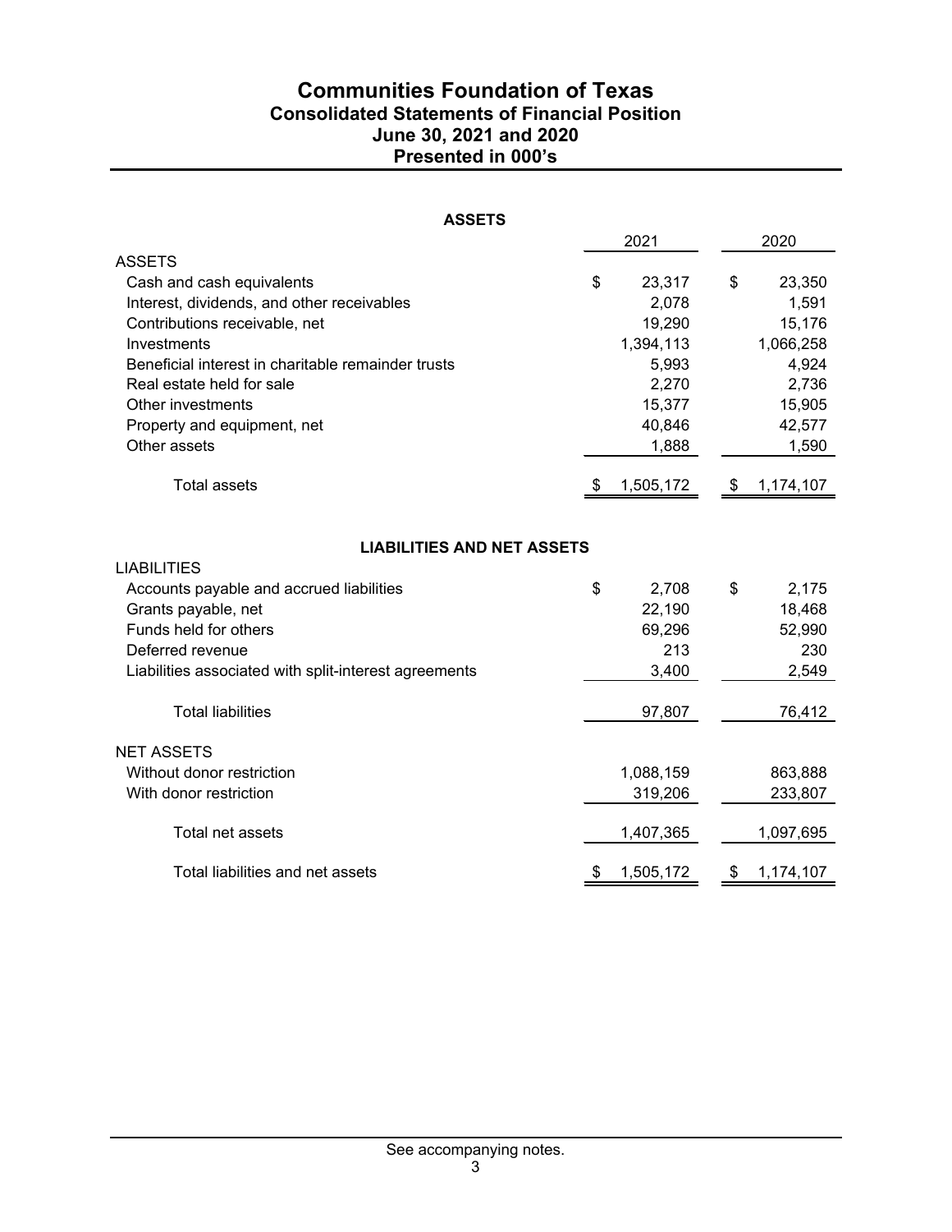# Communities Foundation of Texas
## Consolidated Statements of Financial Position
## June 30, 2021 and 2020
## Presented in 000's

**ASSETS**

| | 2021 | 2020 |
|---|---|---|
| ASSETS | | |
| Cash and cash equivalents | $ 23,317 | $ 23,350 |
| Interest, dividends, and other receivables | 2,078 | 1,591 |
| Contributions receivable, net | 19,290 | 15,176 |
| Investments | 1,394,113 | 1,066,258 |
| Beneficial interest in charitable remainder trusts | 5,993 | 4,924 |
| Real estate held for sale | 2,270 | 2,736 |
| Other investments | 15,377 | 15,905 |
| Property and equipment, net | 40,846 | 42,577 |
| Other assets | 1,888 | 1,590 |
| Total assets | $ 1,505,172 | $ 1,174,107 |

**LIABILITIES AND NET ASSETS**

| | 2021 | 2020 |
|---|---|---|
| LIABILITIES | | |
| Accounts payable and accrued liabilities | $ 2,708 | $ 2,175 |
| Grants payable, net | 22,190 | 18,468 |
| Funds held for others | 69,296 | 52,990 |
| Deferred revenue | 213 | 230 |
| Liabilities associated with split-interest agreements | 3,400 | 2,549 |
| Total liabilities | 97,807 | 76,412 |
| NET ASSETS | | |
| Without donor restriction | 1,088,159 | 863,888 |
| With donor restriction | 319,206 | 233,807 |
| Total net assets | 1,407,365 | 1,097,695 |
| Total liabilities and net assets | $ 1,505,172 | $ 1,174,107 |

See accompanying notes.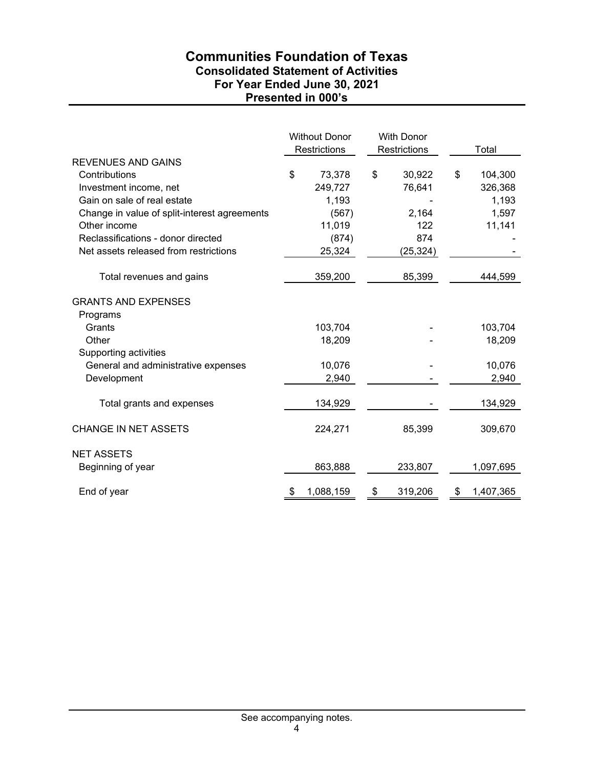# Communities Foundation of Texas
## Consolidated Statement of Activities
## For Year Ended June 30, 2021
## Presented in 000's

| | Without Donor Restrictions | With Donor Restrictions | Total |
|---|---|---|---|
| REVENUES AND GAINS | | | |
| Contributions | $ 73,378 | $ 30,922 | $ 104,300 |
| Investment income, net | 249,727 | 76,641 | 326,368 |
| Gain on sale of real estate | 1,193 | - | 1,193 |
| Change in value of split-interest agreements | (567) | 2,164 | 1,597 |
| Other income | 11,019 | 122 | 11,141 |
| Reclassifications - donor directed | (874) | 874 | - |
| Net assets released from restrictions | 25,324 | (25,324) | - |
| Total revenues and gains | 359,200 | 85,399 | 444,599 |
| GRANTS AND EXPENSES | | | |
| Programs | | | |
| Grants | 103,704 | - | 103,704 |
| Other | 18,209 | - | 18,209 |
| Supporting activities | | | |
| General and administrative expenses | 10,076 | - | 10,076 |
| Development | 2,940 | - | 2,940 |
| Total grants and expenses | 134,929 | - | 134,929 |
| CHANGE IN NET ASSETS | 224,271 | 85,399 | 309,670 |
| NET ASSETS | | | |
| Beginning of year | 863,888 | 233,807 | 1,097,695 |
| End of year | $ 1,088,159 | $ 319,206 | $ 1,407,365 |

See accompanying notes.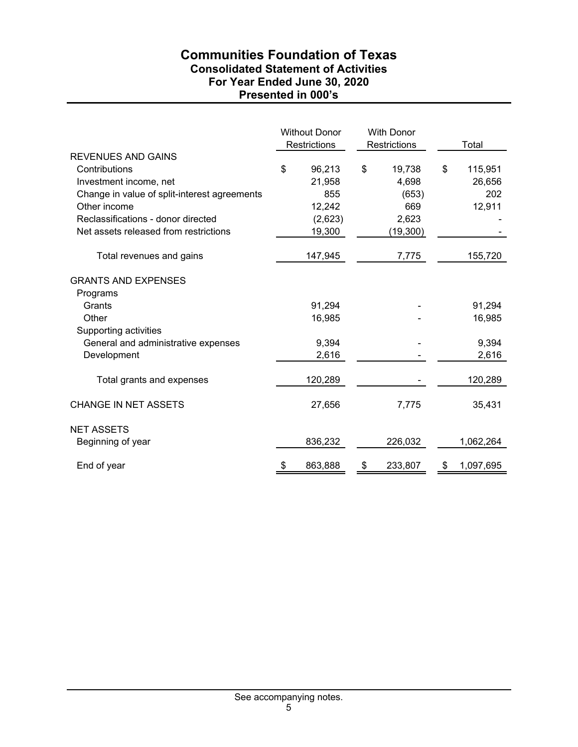# Communities Foundation of Texas
## Consolidated Statement of Activities
## For Year Ended June 30, 2020
## Presented in 000's

| | Without Donor Restrictions | With Donor Restrictions | Total |
|---|---|---|---|
| REVENUES AND GAINS | | | |
| Contributions | $ 96,213 | $ 19,738 | $ 115,951 |
| Investment income, net | 21,958 | 4,698 | 26,656 |
| Change in value of split-interest agreements | 855 | (653) | 202 |
| Other income | 12,242 | 669 | 12,911 |
| Reclassifications - donor directed | (2,623) | 2,623 | - |
| Net assets released from restrictions | 19,300 | (19,300) | - |
| Total revenues and gains | 147,945 | 7,775 | 155,720 |
| GRANTS AND EXPENSES | | | |
| Programs | | | |
| Grants | 91,294 | - | 91,294 |
| Other | 16,985 | - | 16,985 |
| Supporting activities | | | |
| General and administrative expenses | 9,394 | - | 9,394 |
| Development | 2,616 | - | 2,616 |
| Total grants and expenses | 120,289 | - | 120,289 |
| CHANGE IN NET ASSETS | 27,656 | 7,775 | 35,431 |
| NET ASSETS | | | |
| Beginning of year | 836,232 | 226,032 | 1,062,264 |
| End of year | $ 863,888 | $ 233,807 | $ 1,097,695 |

See accompanying notes.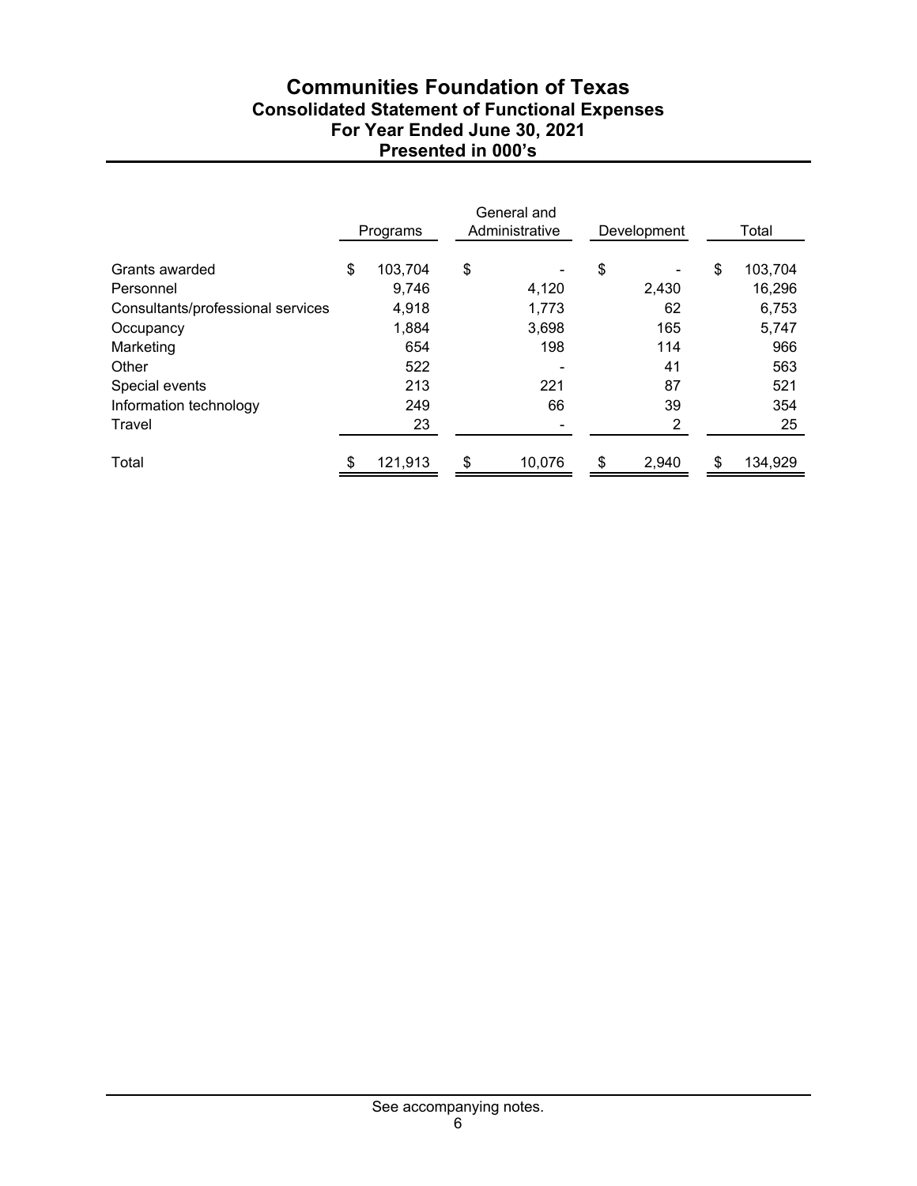# Communities Foundation of Texas
## Consolidated Statement of Functional Expenses
## For Year Ended June 30, 2021
## Presented in 000's

| | Programs | General and Administrative | Development | Total |
|---|---|---|---|---|
| Grants awarded | $ 103,704 | $ - | $ - | $ 103,704 |
| Personnel | 9,746 | 4,120 | 2,430 | 16,296 |
| Consultants/professional services | 4,918 | 1,773 | 62 | 6,753 |
| Occupancy | 1,884 | 3,698 | 165 | 5,747 |
| Marketing | 654 | 198 | 114 | 966 |
| Other | 522 | - | 41 | 563 |
| Special events | 213 | 221 | 87 | 521 |
| Information technology | 249 | 66 | 39 | 354 |
| Travel | 23 | - | 2 | 25 |
| Total | $ 121,913 | $ 10,076 | $ 2,940 | $ 134,929 |

See accompanying notes.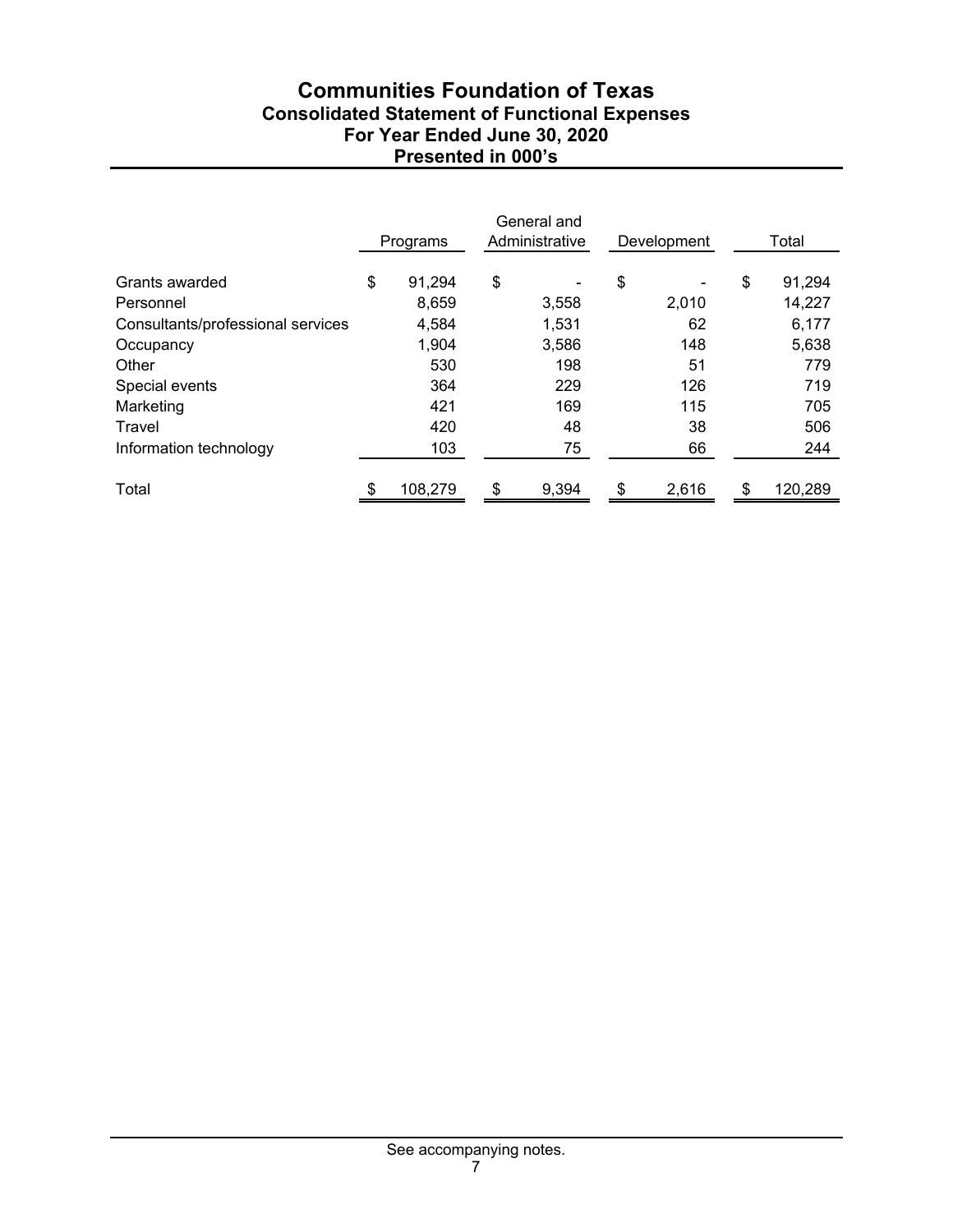# Communities Foundation of Texas
## Consolidated Statement of Functional Expenses
## For Year Ended June 30, 2020
## Presented in 000's

| | Programs | General and Administrative | Development | Total |
|---|---|---|---|---|
| Grants awarded | $ 91,294 | $ - | $ - | $ 91,294 |
| Personnel | 8,659 | 3,558 | 2,010 | 14,227 |
| Consultants/professional services | 4,584 | 1,531 | 62 | 6,177 |
| Occupancy | 1,904 | 3,586 | 148 | 5,638 |
| Other | 530 | 198 | 51 | 779 |
| Special events | 364 | 229 | 126 | 719 |
| Marketing | 421 | 169 | 115 | 705 |
| Travel | 420 | 48 | 38 | 506 |
| Information technology | 103 | 75 | 66 | 244 |
| Total | $ 108,279 | $ 9,394 | $ 2,616 | $ 120,289 |

See accompanying notes.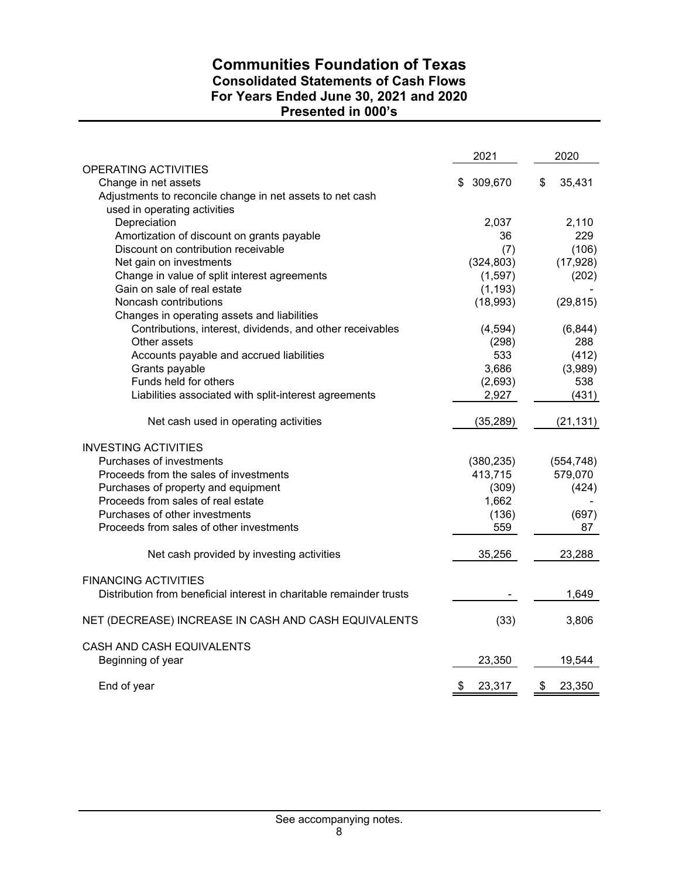# Communities Foundation of Texas

## Consolidated Statements of Cash Flows

## For Years Ended June 30, 2021 and 2020

## Presented in 000's

| | 2021 | 2020 |
|---|---|---|
| OPERATING ACTIVITIES | | |
| Change in net assets | $ 309,670 | $ 35,431 |
| Adjustments to reconcile change in net assets to net cash used in operating activities | | |
| Depreciation | 2,037 | 2,110 |
| Amortization of discount on grants payable | 36 | 229 |
| Discount on contribution receivable | (7) | (106) |
| Net gain on investments | (324,803) | (17,928) |
| Change in value of split interest agreements | (1,597) | (202) |
| Gain on sale of real estate | (1,193) | - |
| Noncash contributions | (18,993) | (29,815) |
| Changes in operating assets and liabilities | | |
| Contributions, interest, dividends, and other receivables | (4,594) | (6,844) |
| Other assets | (298) | 288 |
| Accounts payable and accrued liabilities | 533 | (412) |
| Grants payable | 3,686 | (3,989) |
| Funds held for others | (2,693) | 538 |
| Liabilities associated with split-interest agreements | 2,927 | (431) |
| Net cash used in operating activities | (35,289) | (21,131) |
| INVESTING ACTIVITIES | | |
| Purchases of investments | (380,235) | (554,748) |
| Proceeds from the sales of investments | 413,715 | 579,070 |
| Purchases of property and equipment | (309) | (424) |
| Proceeds from sales of real estate | 1,662 | - |
| Purchases of other investments | (136) | (697) |
| Proceeds from sales of other investments | 559 | 87 |
| Net cash provided by investing activities | 35,256 | 23,288 |
| FINANCING ACTIVITIES | | |
| Distribution from beneficial interest in charitable remainder trusts | - | 1,649 |
| NET (DECREASE) INCREASE IN CASH AND CASH EQUIVALENTS | (33) | 3,806 |
| CASH AND CASH EQUIVALENTS | | |
| Beginning of year | 23,350 | 19,544 |
| End of year | $ 23,317 | $ 23,350 |

See accompanying notes.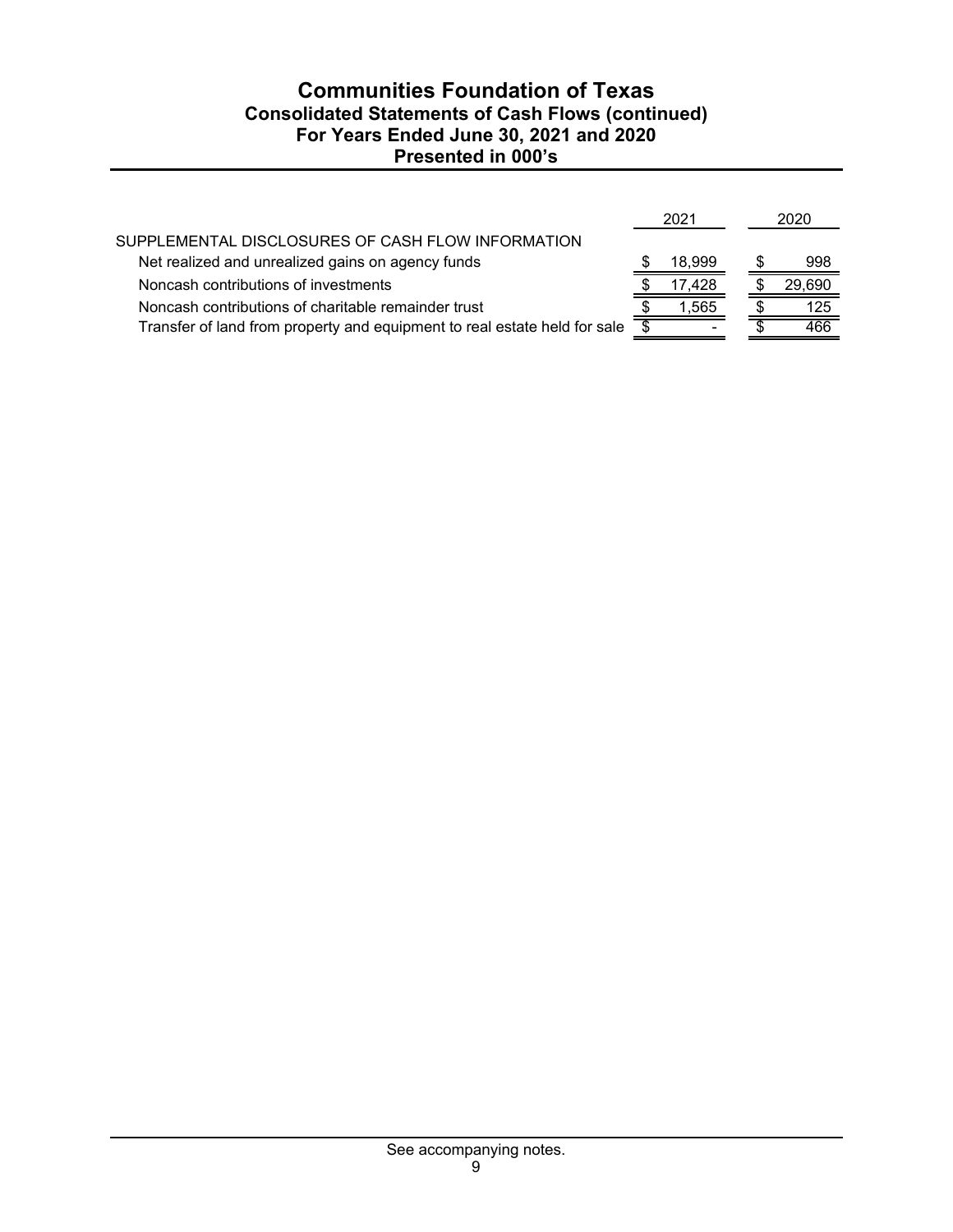# Communities Foundation of Texas
## Consolidated Statements of Cash Flows (continued)
## For Years Ended June 30, 2021 and 2020
## Presented in 000's

| | 2021 | 2020 |
|---|---|---|
| SUPPLEMENTAL DISCLOSURES OF CASH FLOW INFORMATION | | |
| Net realized and unrealized gains on agency funds | $ 18,999 | $ 998 |
| Noncash contributions of investments | $ 17,428 | $ 29,690 |
| Noncash contributions of charitable remainder trust | $ 1,565 | $ 125 |
| Transfer of land from property and equipment to real estate held for sale | $ - | $ 466 |

See accompanying notes.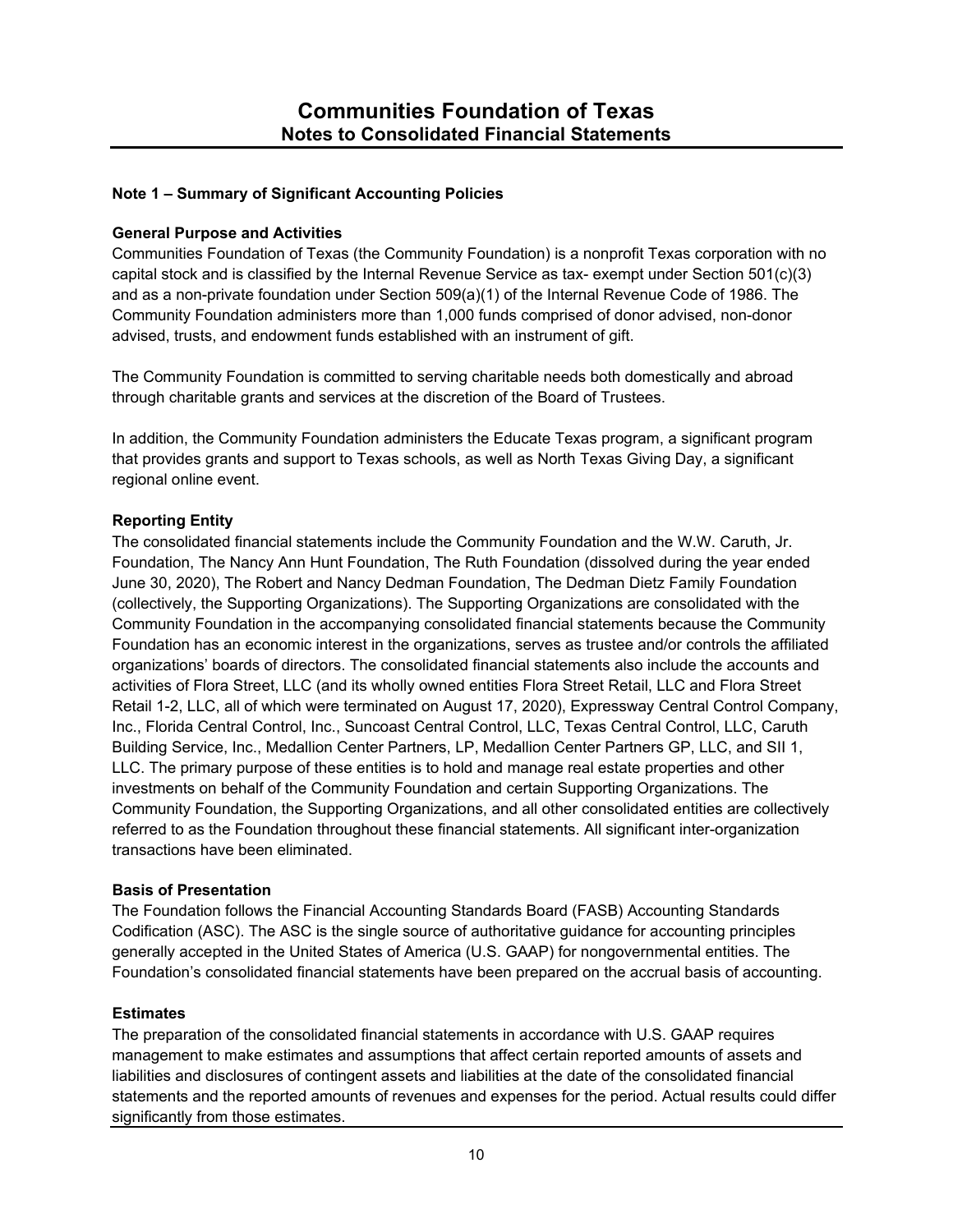# Communities Foundation of Texas
## Notes to Consolidated Financial Statements

### Note 1 – Summary of Significant Accounting Policies

**General Purpose and Activities**

Communities Foundation of Texas (the Community Foundation) is a nonprofit Texas corporation with no capital stock and is classified by the Internal Revenue Service as tax- exempt under Section 501(c)(3) and as a non-private foundation under Section 509(a)(1) of the Internal Revenue Code of 1986. The Community Foundation administers more than 1,000 funds comprised of donor advised, non-donor advised, trusts, and endowment funds established with an instrument of gift.

The Community Foundation is committed to serving charitable needs both domestically and abroad through charitable grants and services at the discretion of the Board of Trustees.

In addition, the Community Foundation administers the Educate Texas program, a significant program that provides grants and support to Texas schools, as well as North Texas Giving Day, a significant regional online event.

**Reporting Entity**

The consolidated financial statements include the Community Foundation and the W.W. Caruth, Jr. Foundation, The Nancy Ann Hunt Foundation, The Ruth Foundation (dissolved during the year ended June 30, 2020), The Robert and Nancy Dedman Foundation, The Dedman Dietz Family Foundation (collectively, the Supporting Organizations). The Supporting Organizations are consolidated with the Community Foundation in the accompanying consolidated financial statements because the Community Foundation has an economic interest in the organizations, serves as trustee and/or controls the affiliated organizations' boards of directors. The consolidated financial statements also include the accounts and activities of Flora Street, LLC (and its wholly owned entities Flora Street Retail, LLC and Flora Street Retail 1-2, LLC, all of which were terminated on August 17, 2020), Expressway Central Control Company, Inc., Florida Central Control, Inc., Suncoast Central Control, LLC, Texas Central Control, LLC, Caruth Building Service, Inc., Medallion Center Partners, LP, Medallion Center Partners GP, LLC, and SII 1, LLC. The primary purpose of these entities is to hold and manage real estate properties and other investments on behalf of the Community Foundation and certain Supporting Organizations. The Community Foundation, the Supporting Organizations, and all other consolidated entities are collectively referred to as the Foundation throughout these financial statements. All significant inter-organization transactions have been eliminated.

**Basis of Presentation**

The Foundation follows the Financial Accounting Standards Board (FASB) Accounting Standards Codification (ASC). The ASC is the single source of authoritative guidance for accounting principles generally accepted in the United States of America (U.S. GAAP) for nongovernmental entities. The Foundation's consolidated financial statements have been prepared on the accrual basis of accounting.

**Estimates**

The preparation of the consolidated financial statements in accordance with U.S. GAAP requires management to make estimates and assumptions that affect certain reported amounts of assets and liabilities and disclosures of contingent assets and liabilities at the date of the consolidated financial statements and the reported amounts of revenues and expenses for the period. Actual results could differ significantly from those estimates.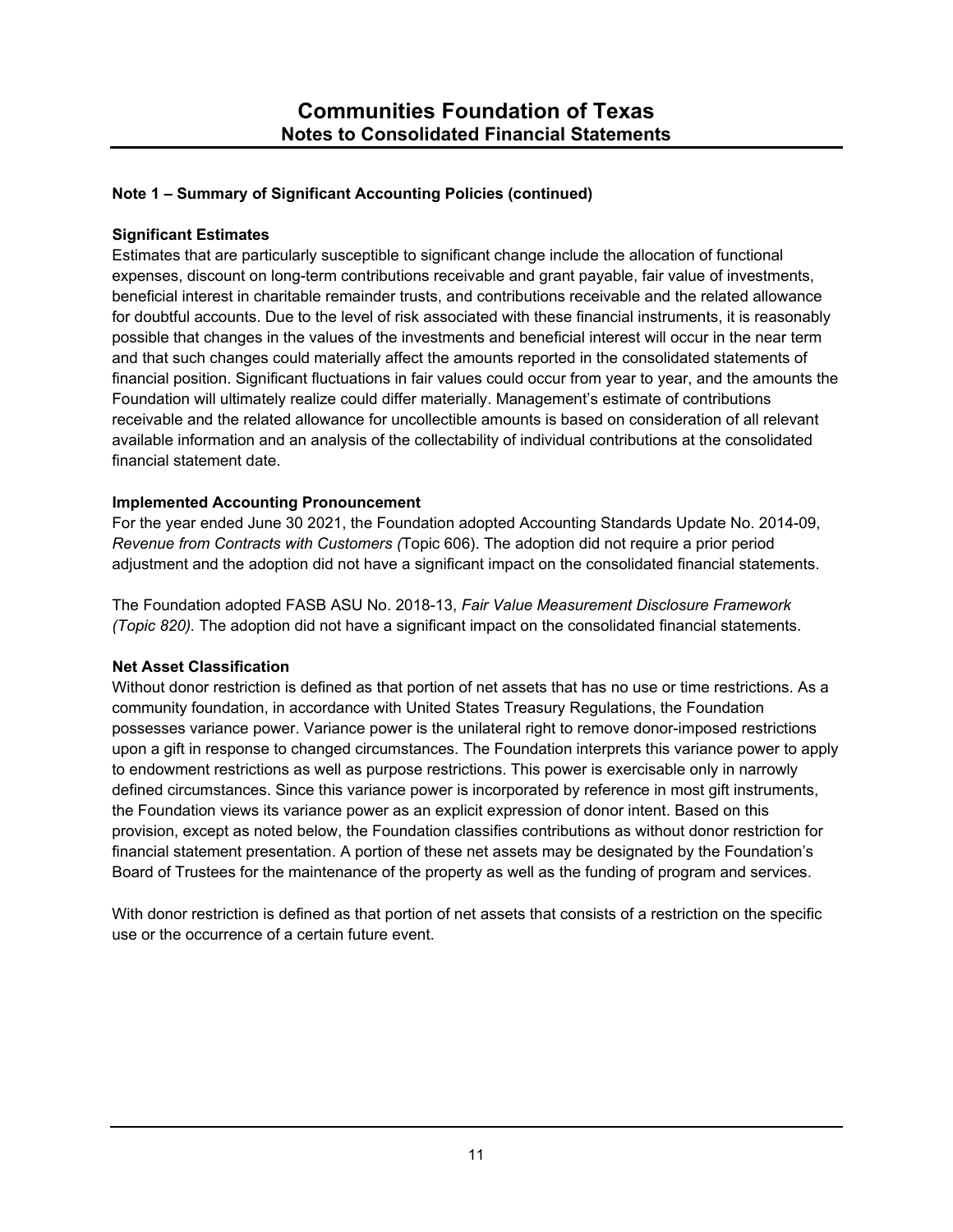# Communities Foundation of Texas
## Notes to Consolidated Financial Statements

### Note 1 – Summary of Significant Accounting Policies (continued)

**Significant Estimates**

Estimates that are particularly susceptible to significant change include the allocation of functional expenses, discount on long-term contributions receivable and grant payable, fair value of investments, beneficial interest in charitable remainder trusts, and contributions receivable and the related allowance for doubtful accounts. Due to the level of risk associated with these financial instruments, it is reasonably possible that changes in the values of the investments and beneficial interest will occur in the near term and that such changes could materially affect the amounts reported in the consolidated statements of financial position. Significant fluctuations in fair values could occur from year to year, and the amounts the Foundation will ultimately realize could differ materially. Management's estimate of contributions receivable and the related allowance for uncollectible amounts is based on consideration of all relevant available information and an analysis of the collectability of individual contributions at the consolidated financial statement date.

**Implemented Accounting Pronouncement**

For the year ended June 30 2021, the Foundation adopted Accounting Standards Update No. 2014-09, *Revenue from Contracts with Customers (*Topic 606). The adoption did not require a prior period adjustment and the adoption did not have a significant impact on the consolidated financial statements.

The Foundation adopted FASB ASU No. 2018-13, *Fair Value Measurement Disclosure Framework (Topic 820).* The adoption did not have a significant impact on the consolidated financial statements.

**Net Asset Classification**

Without donor restriction is defined as that portion of net assets that has no use or time restrictions. As a community foundation, in accordance with United States Treasury Regulations, the Foundation possesses variance power. Variance power is the unilateral right to remove donor-imposed restrictions upon a gift in response to changed circumstances. The Foundation interprets this variance power to apply to endowment restrictions as well as purpose restrictions. This power is exercisable only in narrowly defined circumstances. Since this variance power is incorporated by reference in most gift instruments, the Foundation views its variance power as an explicit expression of donor intent. Based on this provision, except as noted below, the Foundation classifies contributions as without donor restriction for financial statement presentation. A portion of these net assets may be designated by the Foundation's Board of Trustees for the maintenance of the property as well as the funding of program and services.

With donor restriction is defined as that portion of net assets that consists of a restriction on the specific use or the occurrence of a certain future event.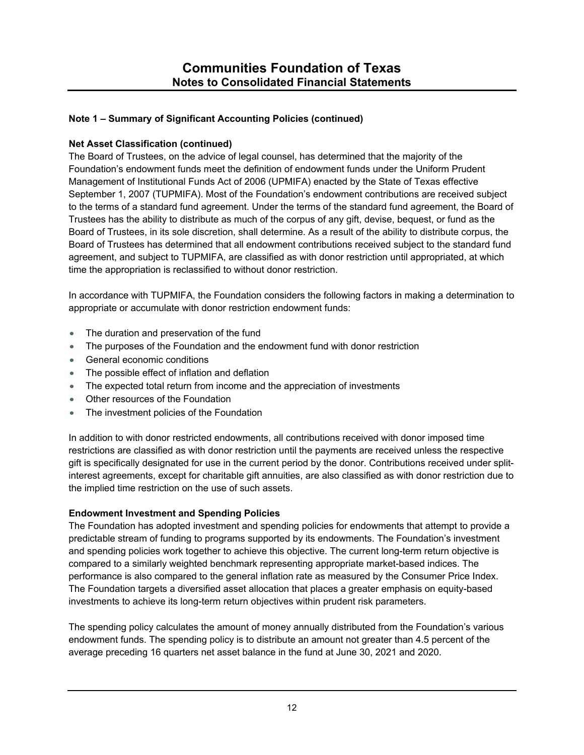## Note 1 – Summary of Significant Accounting Policies (continued)

### Net Asset Classification (continued)

The Board of Trustees, on the advice of legal counsel, has determined that the majority of the Foundation's endowment funds meet the definition of endowment funds under the Uniform Prudent Management of Institutional Funds Act of 2006 (UPMIFA) enacted by the State of Texas effective September 1, 2007 (TUPMIFA). Most of the Foundation's endowment contributions are received subject to the terms of a standard fund agreement. Under the terms of the standard fund agreement, the Board of Trustees has the ability to distribute as much of the corpus of any gift, devise, bequest, or fund as the Board of Trustees, in its sole discretion, shall determine. As a result of the ability to distribute corpus, the Board of Trustees has determined that all endowment contributions received subject to the standard fund agreement, and subject to TUPMIFA, are classified as with donor restriction until appropriated, at which time the appropriation is reclassified to without donor restriction.

In accordance with TUPMIFA, the Foundation considers the following factors in making a determination to appropriate or accumulate with donor restriction endowment funds:

- The duration and preservation of the fund
- The purposes of the Foundation and the endowment fund with donor restriction
- General economic conditions
- The possible effect of inflation and deflation
- The expected total return from income and the appreciation of investments
- Other resources of the Foundation
- The investment policies of the Foundation

In addition to with donor restricted endowments, all contributions received with donor imposed time restrictions are classified as with donor restriction until the payments are received unless the respective gift is specifically designated for use in the current period by the donor. Contributions received under split-interest agreements, except for charitable gift annuities, are also classified as with donor restriction due to the implied time restriction on the use of such assets.

### Endowment Investment and Spending Policies

The Foundation has adopted investment and spending policies for endowments that attempt to provide a predictable stream of funding to programs supported by its endowments. The Foundation's investment and spending policies work together to achieve this objective. The current long-term return objective is compared to a similarly weighted benchmark representing appropriate market-based indices. The performance is also compared to the general inflation rate as measured by the Consumer Price Index. The Foundation targets a diversified asset allocation that places a greater emphasis on equity-based investments to achieve its long-term return objectives within prudent risk parameters.

The spending policy calculates the amount of money annually distributed from the Foundation's various endowment funds. The spending policy is to distribute an amount not greater than 4.5 percent of the average preceding 16 quarters net asset balance in the fund at June 30, 2021 and 2020.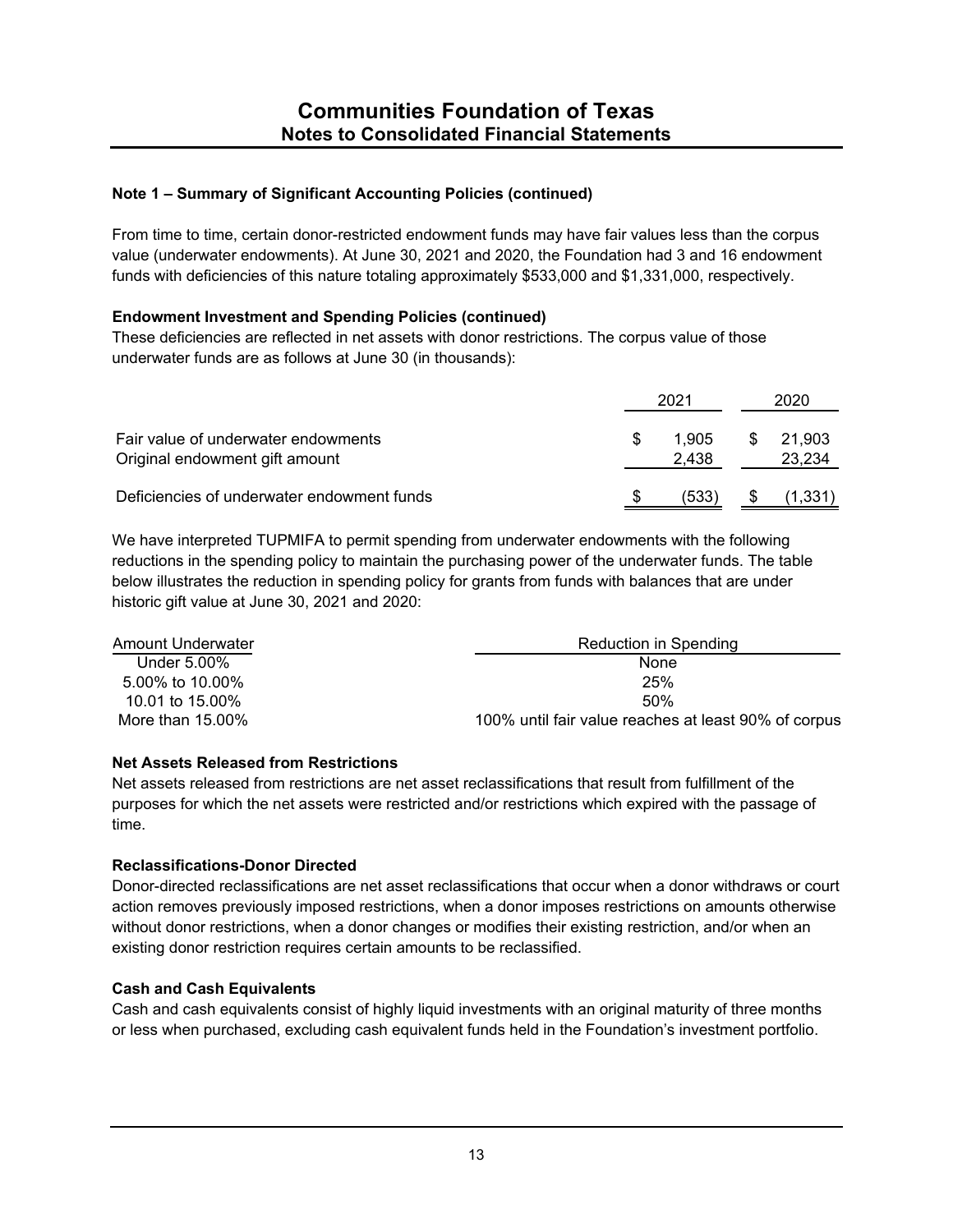### Note 1 – Summary of Significant Accounting Policies (continued)

From time to time, certain donor-restricted endowment funds may have fair values less than the corpus value (underwater endowments). At June 30, 2021 and 2020, the Foundation had 3 and 16 endowment funds with deficiencies of this nature totaling approximately $533,000 and $1,331,000, respectively.

**Endowment Investment and Spending Policies (continued)**

These deficiencies are reflected in net assets with donor restrictions. The corpus value of those underwater funds are as follows at June 30 (in thousands):

| | 2021 | 2020 |
|---|---|---|
| Fair value of underwater endowments | $ 1,905 | $ 21,903 |
| Original endowment gift amount | 2,438 | 23,234 |
| Deficiencies of underwater endowment funds | $ (533) | $ (1,331) |

We have interpreted TUPMIFA to permit spending from underwater endowments with the following reductions in the spending policy to maintain the purchasing power of the underwater funds. The table below illustrates the reduction in spending policy for grants from funds with balances that are under historic gift value at June 30, 2021 and 2020:

| Amount Underwater | Reduction in Spending |
|---|---|
| Under 5.00% | None |
| 5.00% to 10.00% | 25% |
| 10.01 to 15.00% | 50% |
| More than 15.00% | 100% until fair value reaches at least 90% of corpus |

**Net Assets Released from Restrictions**

Net assets released from restrictions are net asset reclassifications that result from fulfillment of the purposes for which the net assets were restricted and/or restrictions which expired with the passage of time.

**Reclassifications-Donor Directed**

Donor-directed reclassifications are net asset reclassifications that occur when a donor withdraws or court action removes previously imposed restrictions, when a donor imposes restrictions on amounts otherwise without donor restrictions, when a donor changes or modifies their existing restriction, and/or when an existing donor restriction requires certain amounts to be reclassified.

**Cash and Cash Equivalents**

Cash and cash equivalents consist of highly liquid investments with an original maturity of three months or less when purchased, excluding cash equivalent funds held in the Foundation's investment portfolio.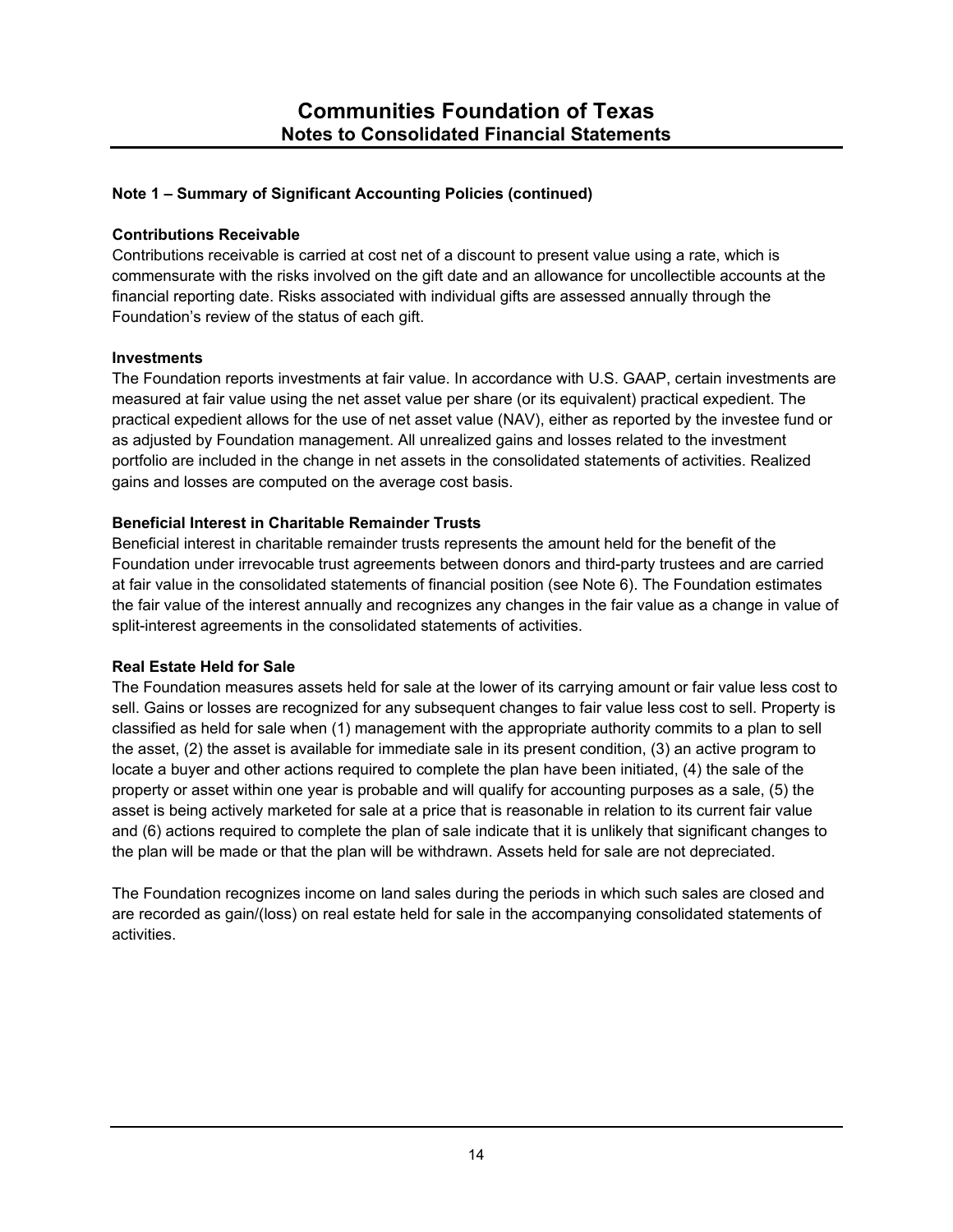## Note 1 – Summary of Significant Accounting Policies (continued)

### Contributions Receivable

Contributions receivable is carried at cost net of a discount to present value using a rate, which is commensurate with the risks involved on the gift date and an allowance for uncollectible accounts at the financial reporting date. Risks associated with individual gifts are assessed annually through the Foundation's review of the status of each gift.

### Investments

The Foundation reports investments at fair value. In accordance with U.S. GAAP, certain investments are measured at fair value using the net asset value per share (or its equivalent) practical expedient. The practical expedient allows for the use of net asset value (NAV), either as reported by the investee fund or as adjusted by Foundation management. All unrealized gains and losses related to the investment portfolio are included in the change in net assets in the consolidated statements of activities. Realized gains and losses are computed on the average cost basis.

### Beneficial Interest in Charitable Remainder Trusts

Beneficial interest in charitable remainder trusts represents the amount held for the benefit of the Foundation under irrevocable trust agreements between donors and third-party trustees and are carried at fair value in the consolidated statements of financial position (see Note 6). The Foundation estimates the fair value of the interest annually and recognizes any changes in the fair value as a change in value of split-interest agreements in the consolidated statements of activities.

### Real Estate Held for Sale

The Foundation measures assets held for sale at the lower of its carrying amount or fair value less cost to sell. Gains or losses are recognized for any subsequent changes to fair value less cost to sell. Property is classified as held for sale when (1) management with the appropriate authority commits to a plan to sell the asset, (2) the asset is available for immediate sale in its present condition, (3) an active program to locate a buyer and other actions required to complete the plan have been initiated, (4) the sale of the property or asset within one year is probable and will qualify for accounting purposes as a sale, (5) the asset is being actively marketed for sale at a price that is reasonable in relation to its current fair value and (6) actions required to complete the plan of sale indicate that it is unlikely that significant changes to the plan will be made or that the plan will be withdrawn. Assets held for sale are not depreciated.

The Foundation recognizes income on land sales during the periods in which such sales are closed and are recorded as gain/(loss) on real estate held for sale in the accompanying consolidated statements of activities.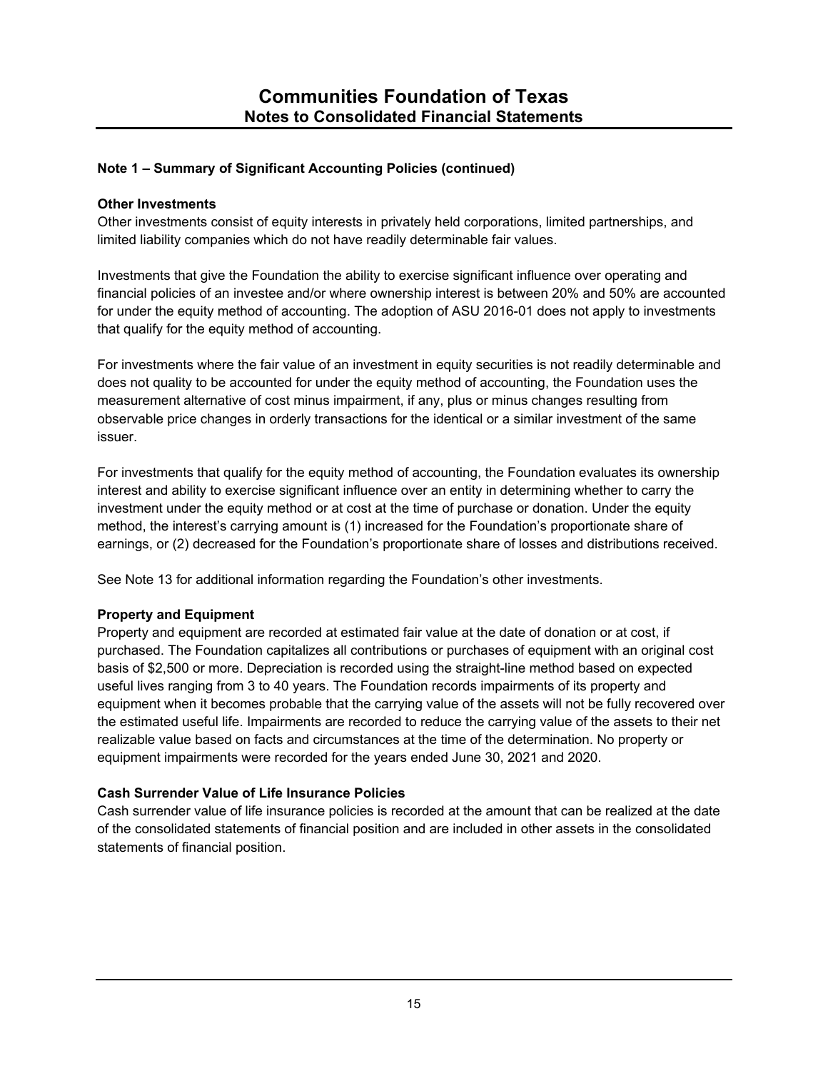## Note 1 – Summary of Significant Accounting Policies (continued)

**Other Investments**

Other investments consist of equity interests in privately held corporations, limited partnerships, and limited liability companies which do not have readily determinable fair values.

Investments that give the Foundation the ability to exercise significant influence over operating and financial policies of an investee and/or where ownership interest is between 20% and 50% are accounted for under the equity method of accounting. The adoption of ASU 2016-01 does not apply to investments that qualify for the equity method of accounting.

For investments where the fair value of an investment in equity securities is not readily determinable and does not quality to be accounted for under the equity method of accounting, the Foundation uses the measurement alternative of cost minus impairment, if any, plus or minus changes resulting from observable price changes in orderly transactions for the identical or a similar investment of the same issuer.

For investments that qualify for the equity method of accounting, the Foundation evaluates its ownership interest and ability to exercise significant influence over an entity in determining whether to carry the investment under the equity method or at cost at the time of purchase or donation. Under the equity method, the interest's carrying amount is (1) increased for the Foundation's proportionate share of earnings, or (2) decreased for the Foundation's proportionate share of losses and distributions received.

See Note 13 for additional information regarding the Foundation's other investments.

**Property and Equipment**

Property and equipment are recorded at estimated fair value at the date of donation or at cost, if purchased. The Foundation capitalizes all contributions or purchases of equipment with an original cost basis of $2,500 or more. Depreciation is recorded using the straight-line method based on expected useful lives ranging from 3 to 40 years. The Foundation records impairments of its property and equipment when it becomes probable that the carrying value of the assets will not be fully recovered over the estimated useful life. Impairments are recorded to reduce the carrying value of the assets to their net realizable value based on facts and circumstances at the time of the determination. No property or equipment impairments were recorded for the years ended June 30, 2021 and 2020.

**Cash Surrender Value of Life Insurance Policies**

Cash surrender value of life insurance policies is recorded at the amount that can be realized at the date of the consolidated statements of financial position and are included in other assets in the consolidated statements of financial position.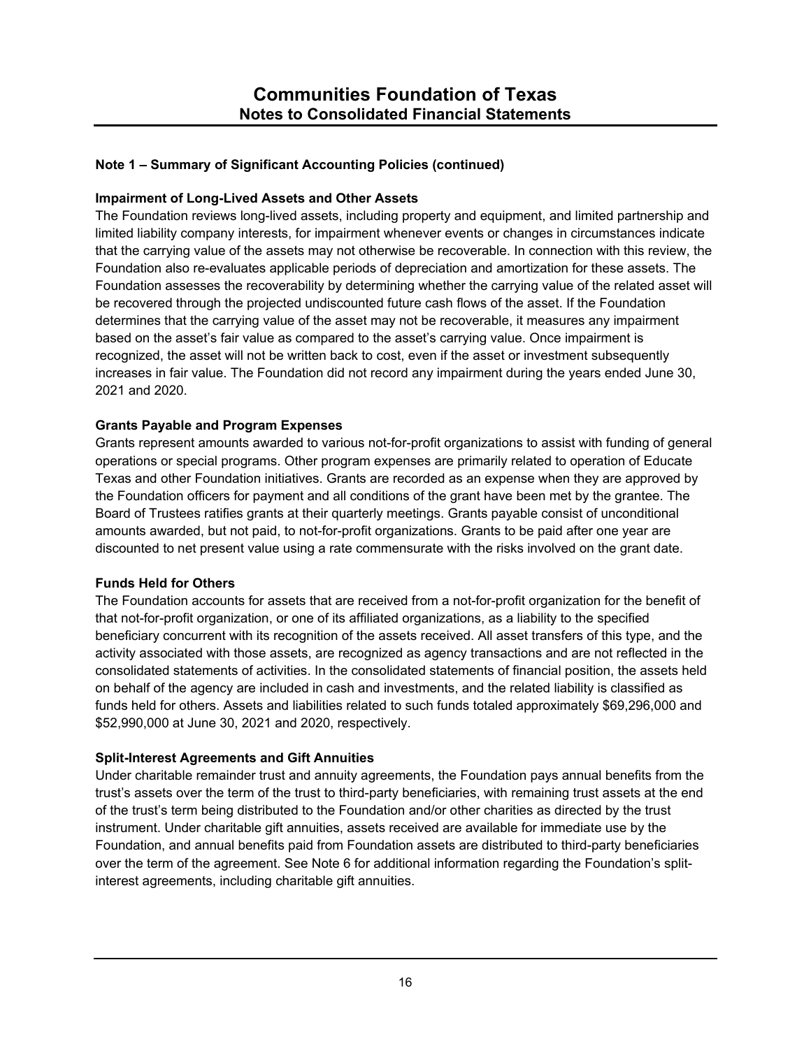#### Note 1 – Summary of Significant Accounting Policies (continued)

**Impairment of Long-Lived Assets and Other Assets**

The Foundation reviews long-lived assets, including property and equipment, and limited partnership and limited liability company interests, for impairment whenever events or changes in circumstances indicate that the carrying value of the assets may not otherwise be recoverable. In connection with this review, the Foundation also re-evaluates applicable periods of depreciation and amortization for these assets. The Foundation assesses the recoverability by determining whether the carrying value of the related asset will be recovered through the projected undiscounted future cash flows of the asset. If the Foundation determines that the carrying value of the asset may not be recoverable, it measures any impairment based on the asset's fair value as compared to the asset's carrying value. Once impairment is recognized, the asset will not be written back to cost, even if the asset or investment subsequently increases in fair value. The Foundation did not record any impairment during the years ended June 30, 2021 and 2020.

**Grants Payable and Program Expenses**

Grants represent amounts awarded to various not-for-profit organizations to assist with funding of general operations or special programs. Other program expenses are primarily related to operation of Educate Texas and other Foundation initiatives. Grants are recorded as an expense when they are approved by the Foundation officers for payment and all conditions of the grant have been met by the grantee. The Board of Trustees ratifies grants at their quarterly meetings. Grants payable consist of unconditional amounts awarded, but not paid, to not-for-profit organizations. Grants to be paid after one year are discounted to net present value using a rate commensurate with the risks involved on the grant date.

**Funds Held for Others**

The Foundation accounts for assets that are received from a not-for-profit organization for the benefit of that not-for-profit organization, or one of its affiliated organizations, as a liability to the specified beneficiary concurrent with its recognition of the assets received. All asset transfers of this type, and the activity associated with those assets, are recognized as agency transactions and are not reflected in the consolidated statements of activities. In the consolidated statements of financial position, the assets held on behalf of the agency are included in cash and investments, and the related liability is classified as funds held for others. Assets and liabilities related to such funds totaled approximately $69,296,000 and $52,990,000 at June 30, 2021 and 2020, respectively.

**Split-Interest Agreements and Gift Annuities**

Under charitable remainder trust and annuity agreements, the Foundation pays annual benefits from the trust's assets over the term of the trust to third-party beneficiaries, with remaining trust assets at the end of the trust's term being distributed to the Foundation and/or other charities as directed by the trust instrument. Under charitable gift annuities, assets received are available for immediate use by the Foundation, and annual benefits paid from Foundation assets are distributed to third-party beneficiaries over the term of the agreement. See Note 6 for additional information regarding the Foundation's split-interest agreements, including charitable gift annuities.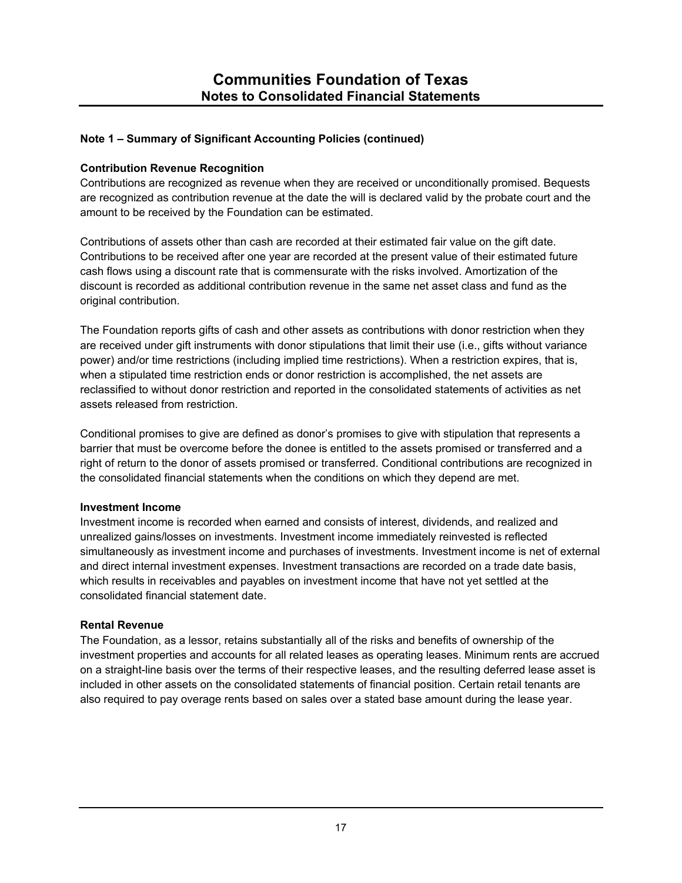# Communities Foundation of Texas
## Notes to Consolidated Financial Statements

### Note 1 – Summary of Significant Accounting Policies (continued)

**Contribution Revenue Recognition**

Contributions are recognized as revenue when they are received or unconditionally promised. Bequests are recognized as contribution revenue at the date the will is declared valid by the probate court and the amount to be received by the Foundation can be estimated.

Contributions of assets other than cash are recorded at their estimated fair value on the gift date. Contributions to be received after one year are recorded at the present value of their estimated future cash flows using a discount rate that is commensurate with the risks involved. Amortization of the discount is recorded as additional contribution revenue in the same net asset class and fund as the original contribution.

The Foundation reports gifts of cash and other assets as contributions with donor restriction when they are received under gift instruments with donor stipulations that limit their use (i.e., gifts without variance power) and/or time restrictions (including implied time restrictions). When a restriction expires, that is, when a stipulated time restriction ends or donor restriction is accomplished, the net assets are reclassified to without donor restriction and reported in the consolidated statements of activities as net assets released from restriction.

Conditional promises to give are defined as donor's promises to give with stipulation that represents a barrier that must be overcome before the donee is entitled to the assets promised or transferred and a right of return to the donor of assets promised or transferred. Conditional contributions are recognized in the consolidated financial statements when the conditions on which they depend are met.

**Investment Income**

Investment income is recorded when earned and consists of interest, dividends, and realized and unrealized gains/losses on investments. Investment income immediately reinvested is reflected simultaneously as investment income and purchases of investments. Investment income is net of external and direct internal investment expenses. Investment transactions are recorded on a trade date basis, which results in receivables and payables on investment income that have not yet settled at the consolidated financial statement date.

**Rental Revenue**

The Foundation, as a lessor, retains substantially all of the risks and benefits of ownership of the investment properties and accounts for all related leases as operating leases. Minimum rents are accrued on a straight-line basis over the terms of their respective leases, and the resulting deferred lease asset is included in other assets on the consolidated statements of financial position. Certain retail tenants are also required to pay overage rents based on sales over a stated base amount during the lease year.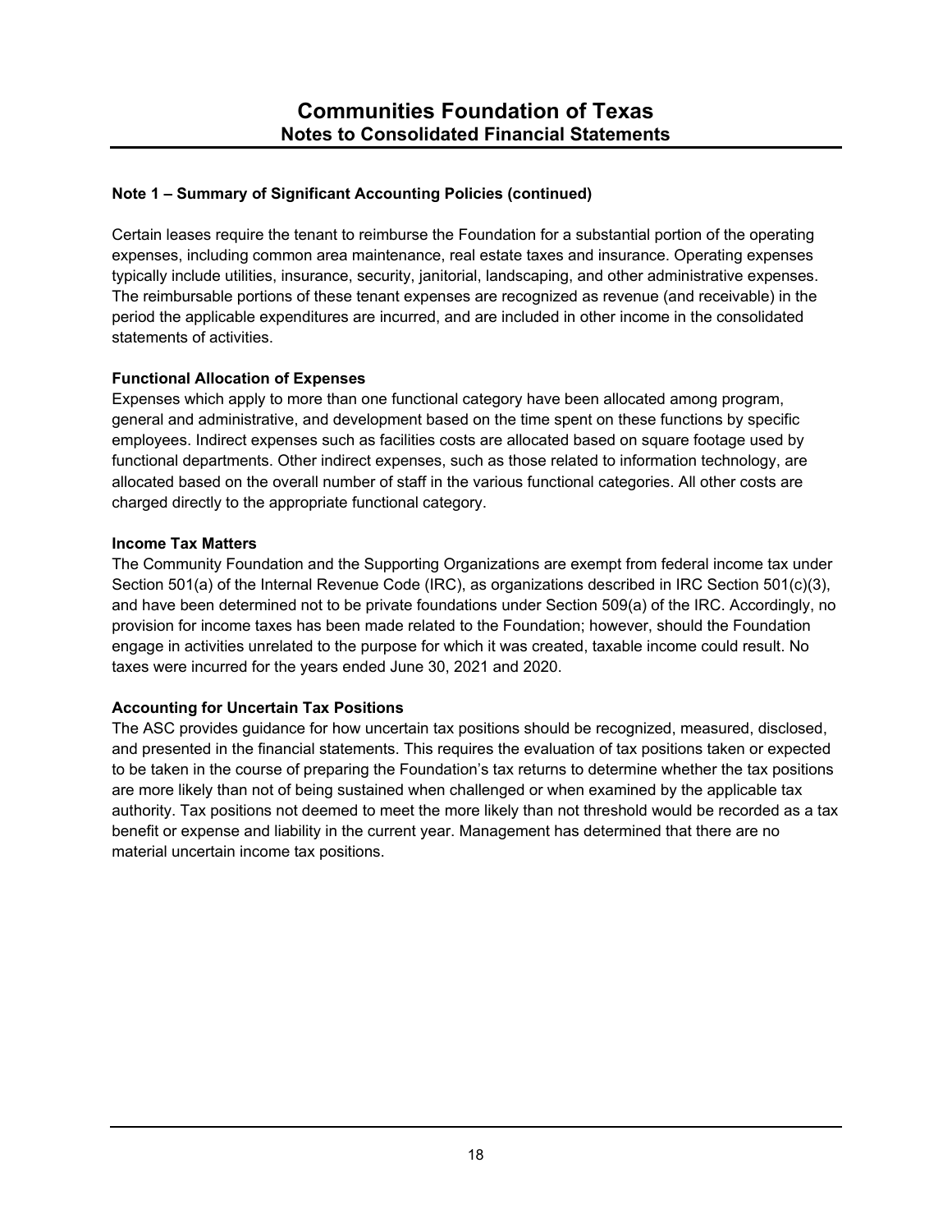**Note 1 – Summary of Significant Accounting Policies (continued)**

Certain leases require the tenant to reimburse the Foundation for a substantial portion of the operating expenses, including common area maintenance, real estate taxes and insurance. Operating expenses typically include utilities, insurance, security, janitorial, landscaping, and other administrative expenses. The reimbursable portions of these tenant expenses are recognized as revenue (and receivable) in the period the applicable expenditures are incurred, and are included in other income in the consolidated statements of activities.

**Functional Allocation of Expenses**

Expenses which apply to more than one functional category have been allocated among program, general and administrative, and development based on the time spent on these functions by specific employees. Indirect expenses such as facilities costs are allocated based on square footage used by functional departments. Other indirect expenses, such as those related to information technology, are allocated based on the overall number of staff in the various functional categories. All other costs are charged directly to the appropriate functional category.

**Income Tax Matters**

The Community Foundation and the Supporting Organizations are exempt from federal income tax under Section 501(a) of the Internal Revenue Code (IRC), as organizations described in IRC Section 501(c)(3), and have been determined not to be private foundations under Section 509(a) of the IRC. Accordingly, no provision for income taxes has been made related to the Foundation; however, should the Foundation engage in activities unrelated to the purpose for which it was created, taxable income could result. No taxes were incurred for the years ended June 30, 2021 and 2020.

**Accounting for Uncertain Tax Positions**

The ASC provides guidance for how uncertain tax positions should be recognized, measured, disclosed, and presented in the financial statements. This requires the evaluation of tax positions taken or expected to be taken in the course of preparing the Foundation's tax returns to determine whether the tax positions are more likely than not of being sustained when challenged or when examined by the applicable tax authority. Tax positions not deemed to meet the more likely than not threshold would be recorded as a tax benefit or expense and liability in the current year. Management has determined that there are no material uncertain income tax positions.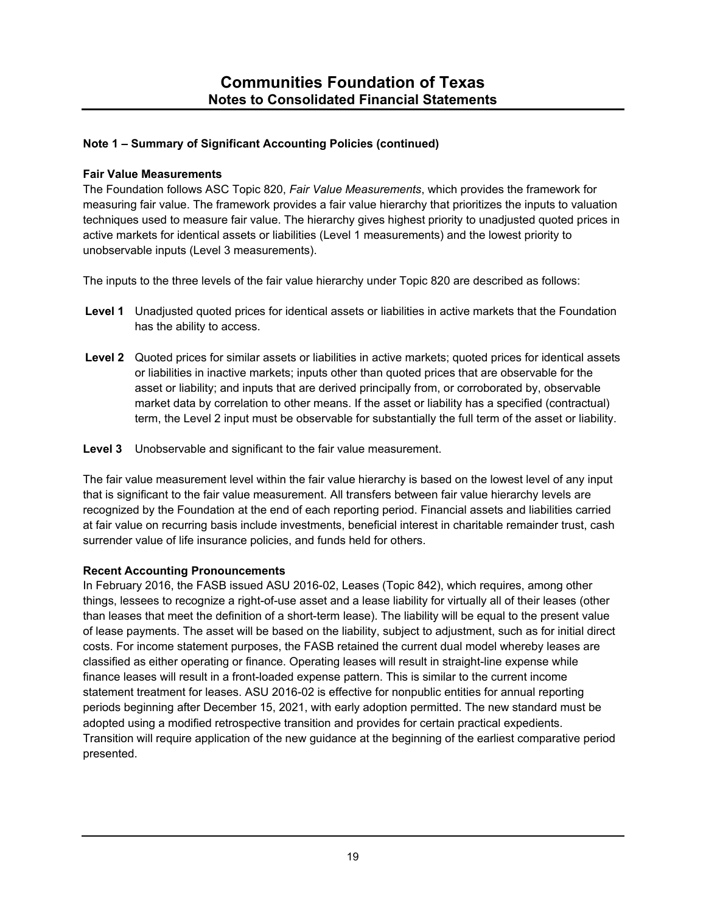## Note 1 – Summary of Significant Accounting Policies (continued)

### Fair Value Measurements

The Foundation follows ASC Topic 820, *Fair Value Measurements*, which provides the framework for measuring fair value. The framework provides a fair value hierarchy that prioritizes the inputs to valuation techniques used to measure fair value. The hierarchy gives highest priority to unadjusted quoted prices in active markets for identical assets or liabilities (Level 1 measurements) and the lowest priority to unobservable inputs (Level 3 measurements).

The inputs to the three levels of the fair value hierarchy under Topic 820 are described as follows:

**Level 1** Unadjusted quoted prices for identical assets or liabilities in active markets that the Foundation has the ability to access.

**Level 2** Quoted prices for similar assets or liabilities in active markets; quoted prices for identical assets or liabilities in inactive markets; inputs other than quoted prices that are observable for the asset or liability; and inputs that are derived principally from, or corroborated by, observable market data by correlation to other means. If the asset or liability has a specified (contractual) term, the Level 2 input must be observable for substantially the full term of the asset or liability.

**Level 3** Unobservable and significant to the fair value measurement.

The fair value measurement level within the fair value hierarchy is based on the lowest level of any input that is significant to the fair value measurement. All transfers between fair value hierarchy levels are recognized by the Foundation at the end of each reporting period. Financial assets and liabilities carried at fair value on recurring basis include investments, beneficial interest in charitable remainder trust, cash surrender value of life insurance policies, and funds held for others.

### Recent Accounting Pronouncements

In February 2016, the FASB issued ASU 2016-02, Leases (Topic 842), which requires, among other things, lessees to recognize a right-of-use asset and a lease liability for virtually all of their leases (other than leases that meet the definition of a short-term lease). The liability will be equal to the present value of lease payments. The asset will be based on the liability, subject to adjustment, such as for initial direct costs. For income statement purposes, the FASB retained the current dual model whereby leases are classified as either operating or finance. Operating leases will result in straight-line expense while finance leases will result in a front-loaded expense pattern. This is similar to the current income statement treatment for leases. ASU 2016-02 is effective for nonpublic entities for annual reporting periods beginning after December 15, 2021, with early adoption permitted. The new standard must be adopted using a modified retrospective transition and provides for certain practical expedients. Transition will require application of the new guidance at the beginning of the earliest comparative period presented.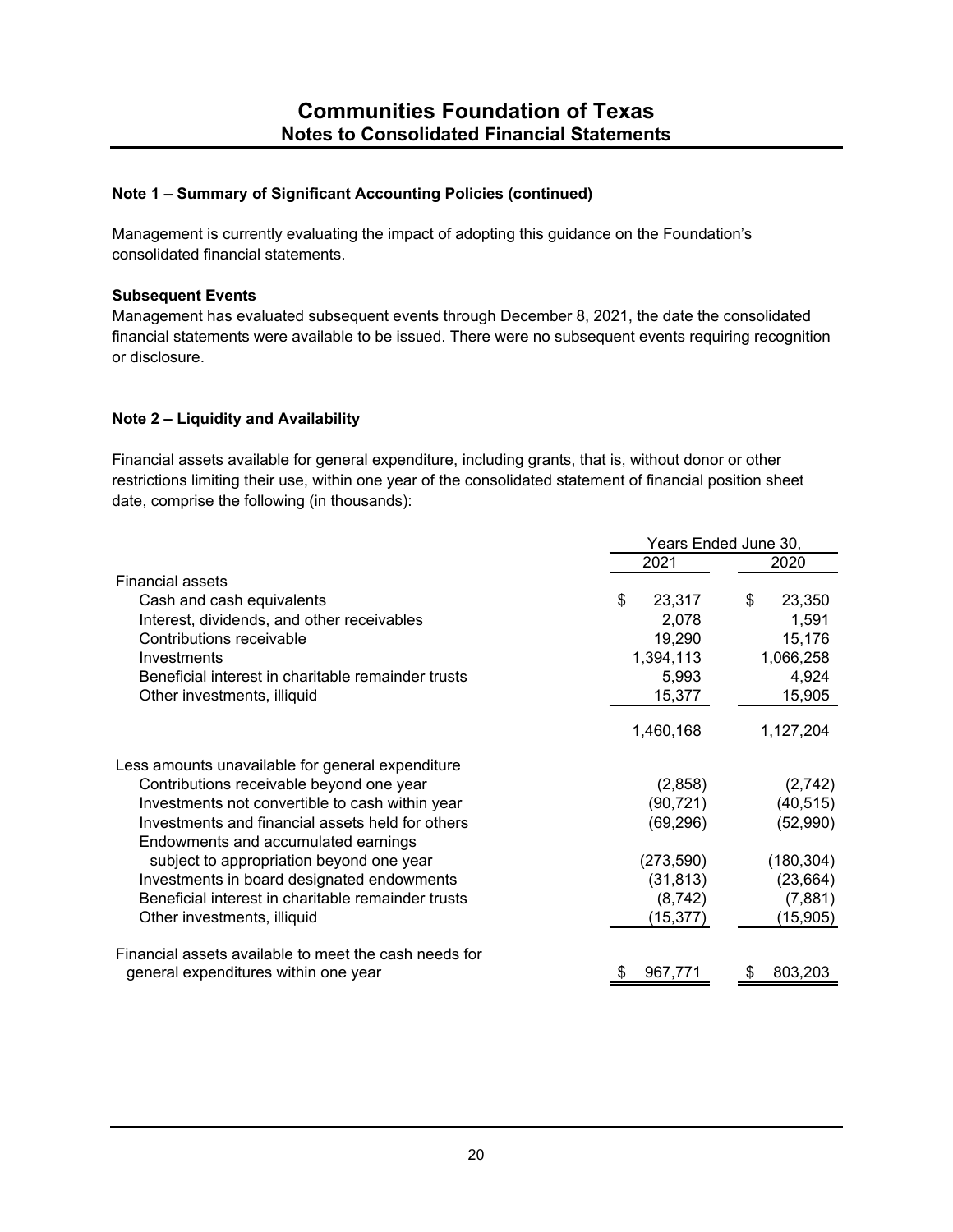**Note 1 – Summary of Significant Accounting Policies (continued)**

Management is currently evaluating the impact of adopting this guidance on the Foundation's consolidated financial statements.

**Subsequent Events**
Management has evaluated subsequent events through December 8, 2021, the date the consolidated financial statements were available to be issued. There were no subsequent events requiring recognition or disclosure.

**Note 2 – Liquidity and Availability**

Financial assets available for general expenditure, including grants, that is, without donor or other restrictions limiting their use, within one year of the consolidated statement of financial position sheet date, comprise the following (in thousands):

| | Years Ended June 30, | |
|---|---|---|
| | 2021 | 2020 |
| Financial assets | | |
| Cash and cash equivalents | $ 23,317 | $ 23,350 |
| Interest, dividends, and other receivables | 2,078 | 1,591 |
| Contributions receivable | 19,290 | 15,176 |
| Investments | 1,394,113 | 1,066,258 |
| Beneficial interest in charitable remainder trusts | 5,993 | 4,924 |
| Other investments, illiquid | 15,377 | 15,905 |
| | 1,460,168 | 1,127,204 |
| Less amounts unavailable for general expenditure | | |
| Contributions receivable beyond one year | (2,858) | (2,742) |
| Investments not convertible to cash within year | (90,721) | (40,515) |
| Investments and financial assets held for others | (69,296) | (52,990) |
| Endowments and accumulated earnings subject to appropriation beyond one year | (273,590) | (180,304) |
| Investments in board designated endowments | (31,813) | (23,664) |
| Beneficial interest in charitable remainder trusts | (8,742) | (7,881) |
| Other investments, illiquid | (15,377) | (15,905) |
| Financial assets available to meet the cash needs for general expenditures within one year | $ 967,771 | $ 803,203 |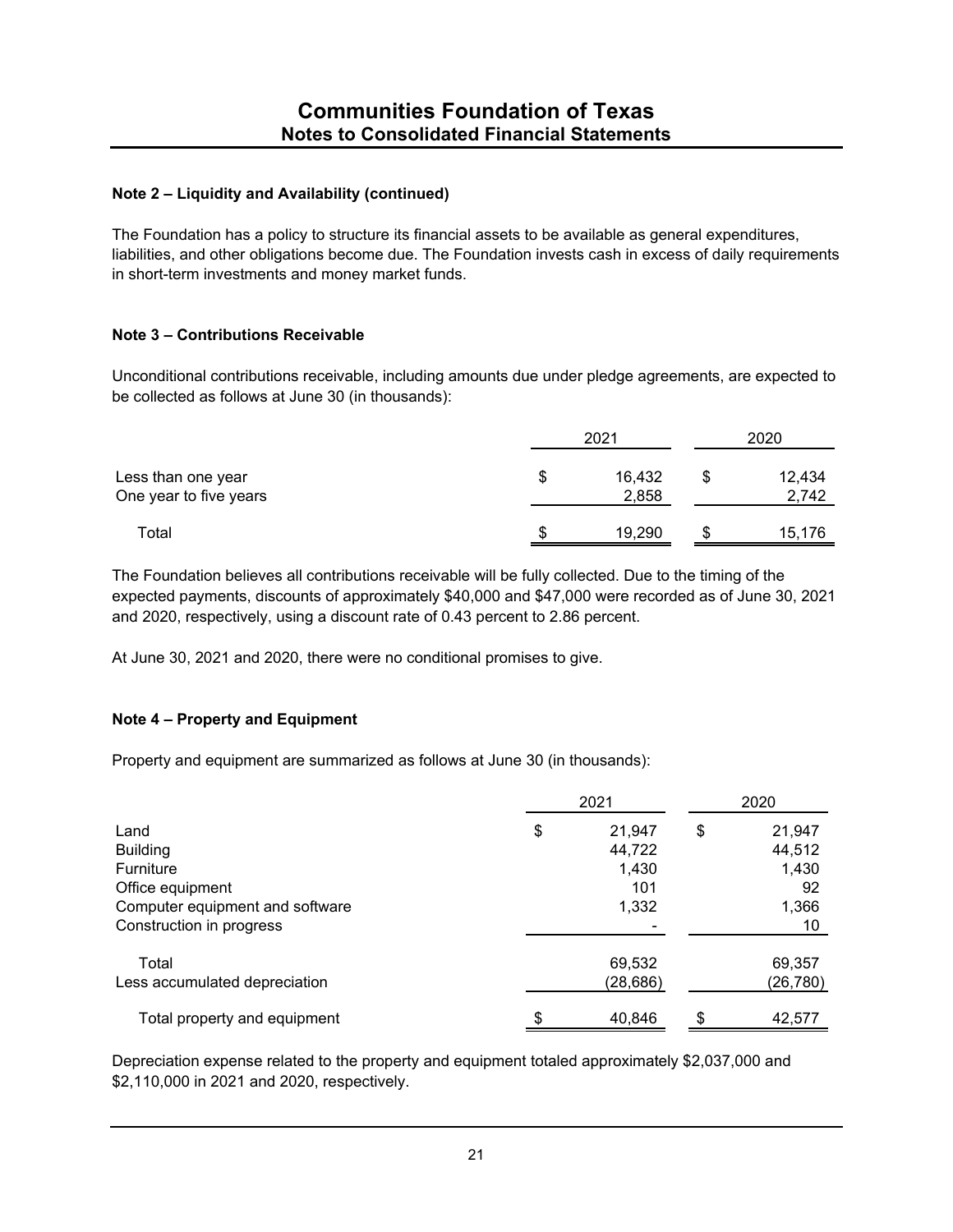# Communities Foundation of Texas
## Notes to Consolidated Financial Statements

### Note 2 – Liquidity and Availability (continued)

The Foundation has a policy to structure its financial assets to be available as general expenditures, liabilities, and other obligations become due. The Foundation invests cash in excess of daily requirements in short-term investments and money market funds.

### Note 3 – Contributions Receivable

Unconditional contributions receivable, including amounts due under pledge agreements, are expected to be collected as follows at June 30 (in thousands):

| | 2021 | 2020 |
|---|---|---|
| Less than one year | $ 16,432 | $ 12,434 |
| One year to five years | 2,858 | 2,742 |
| Total | $ 19,290 | $ 15,176 |

The Foundation believes all contributions receivable will be fully collected. Due to the timing of the expected payments, discounts of approximately $40,000 and $47,000 were recorded as of June 30, 2021 and 2020, respectively, using a discount rate of 0.43 percent to 2.86 percent.

At June 30, 2021 and 2020, there were no conditional promises to give.

### Note 4 – Property and Equipment

Property and equipment are summarized as follows at June 30 (in thousands):

| | 2021 | 2020 |
|---|---|---|
| Land | $ 21,947 | $ 21,947 |
| Building | 44,722 | 44,512 |
| Furniture | 1,430 | 1,430 |
| Office equipment | 101 | 92 |
| Computer equipment and software | 1,332 | 1,366 |
| Construction in progress | - | 10 |
| Total | 69,532 | 69,357 |
| Less accumulated depreciation | (28,686) | (26,780) |
| Total property and equipment | $ 40,846 | $ 42,577 |

Depreciation expense related to the property and equipment totaled approximately $2,037,000 and $2,110,000 in 2021 and 2020, respectively.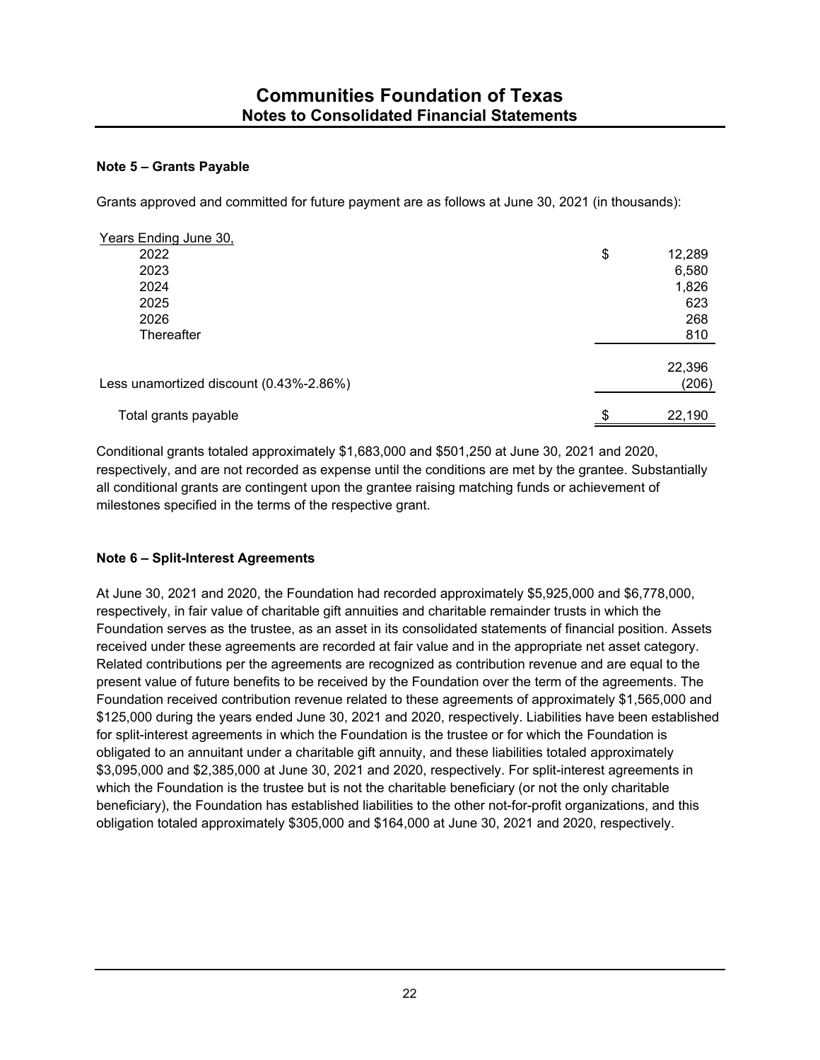## Communities Foundation of Texas
### Notes to Consolidated Financial Statements

**Note 5 – Grants Payable**

Grants approved and committed for future payment are as follows at June 30, 2021 (in thousands):

| Years Ending June 30, | |
|---|---|
| 2022 | $ 12,289 |
| 2023 | 6,580 |
| 2024 | 1,826 |
| 2025 | 623 |
| 2026 | 268 |
| Thereafter | 810 |
| | 22,396 |
| Less unamortized discount (0.43%-2.86%) | (206) |
| Total grants payable | $ 22,190 |

Conditional grants totaled approximately $1,683,000 and $501,250 at June 30, 2021 and 2020, respectively, and are not recorded as expense until the conditions are met by the grantee. Substantially all conditional grants are contingent upon the grantee raising matching funds or achievement of milestones specified in the terms of the respective grant.

**Note 6 – Split-Interest Agreements**

At June 30, 2021 and 2020, the Foundation had recorded approximately $5,925,000 and $6,778,000, respectively, in fair value of charitable gift annuities and charitable remainder trusts in which the Foundation serves as the trustee, as an asset in its consolidated statements of financial position. Assets received under these agreements are recorded at fair value and in the appropriate net asset category. Related contributions per the agreements are recognized as contribution revenue and are equal to the present value of future benefits to be received by the Foundation over the term of the agreements. The Foundation received contribution revenue related to these agreements of approximately $1,565,000 and $125,000 during the years ended June 30, 2021 and 2020, respectively. Liabilities have been established for split-interest agreements in which the Foundation is the trustee or for which the Foundation is obligated to an annuitant under a charitable gift annuity, and these liabilities totaled approximately $3,095,000 and $2,385,000 at June 30, 2021 and 2020, respectively. For split-interest agreements in which the Foundation is the trustee but is not the charitable beneficiary (or not the only charitable beneficiary), the Foundation has established liabilities to the other not-for-profit organizations, and this obligation totaled approximately $305,000 and $164,000 at June 30, 2021 and 2020, respectively.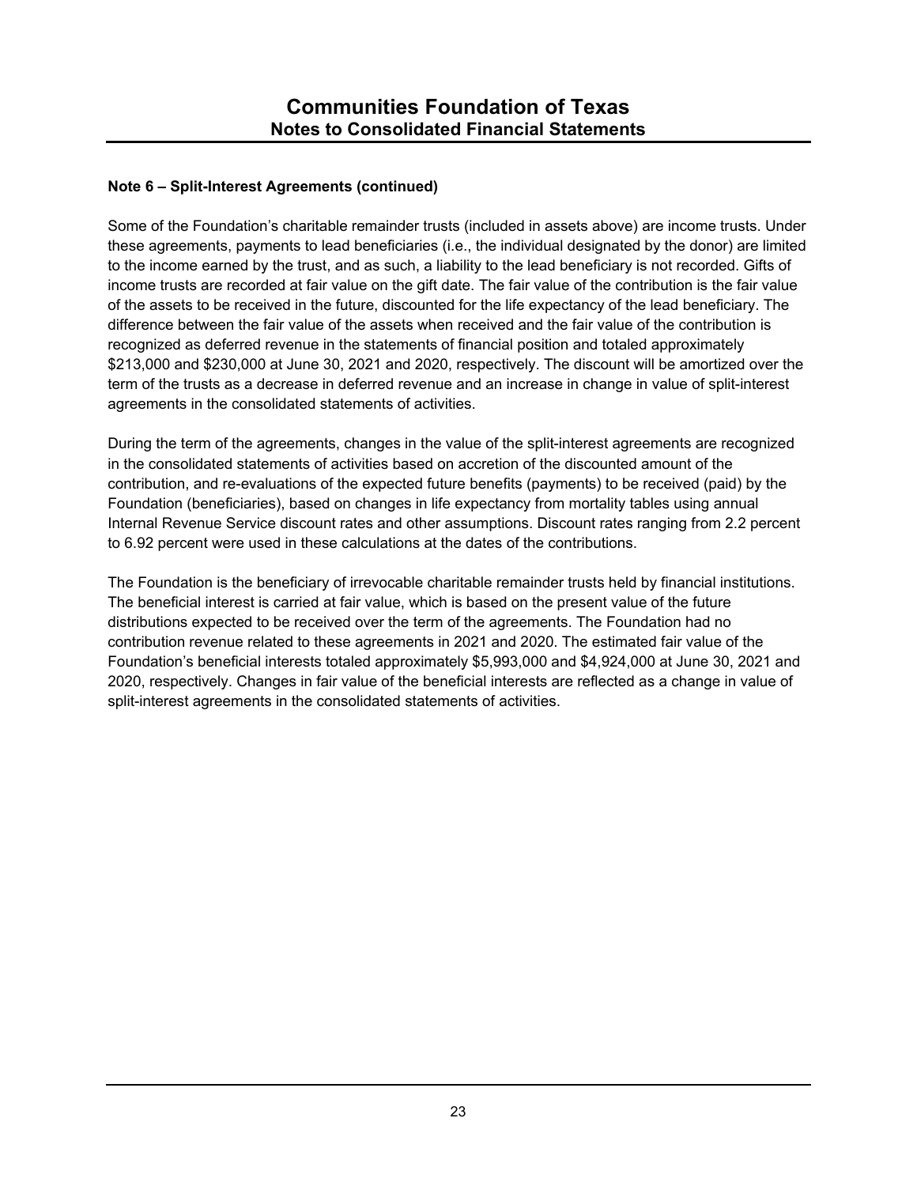#### Note 6 – Split-Interest Agreements (continued)

Some of the Foundation's charitable remainder trusts (included in assets above) are income trusts. Under these agreements, payments to lead beneficiaries (i.e., the individual designated by the donor) are limited to the income earned by the trust, and as such, a liability to the lead beneficiary is not recorded. Gifts of income trusts are recorded at fair value on the gift date. The fair value of the contribution is the fair value of the assets to be received in the future, discounted for the life expectancy of the lead beneficiary. The difference between the fair value of the assets when received and the fair value of the contribution is recognized as deferred revenue in the statements of financial position and totaled approximately $213,000 and $230,000 at June 30, 2021 and 2020, respectively. The discount will be amortized over the term of the trusts as a decrease in deferred revenue and an increase in change in value of split-interest agreements in the consolidated statements of activities.

During the term of the agreements, changes in the value of the split-interest agreements are recognized in the consolidated statements of activities based on accretion of the discounted amount of the contribution, and re-evaluations of the expected future benefits (payments) to be received (paid) by the Foundation (beneficiaries), based on changes in life expectancy from mortality tables using annual Internal Revenue Service discount rates and other assumptions. Discount rates ranging from 2.2 percent to 6.92 percent were used in these calculations at the dates of the contributions.

The Foundation is the beneficiary of irrevocable charitable remainder trusts held by financial institutions. The beneficial interest is carried at fair value, which is based on the present value of the future distributions expected to be received over the term of the agreements. The Foundation had no contribution revenue related to these agreements in 2021 and 2020. The estimated fair value of the Foundation's beneficial interests totaled approximately $5,993,000 and $4,924,000 at June 30, 2021 and 2020, respectively. Changes in fair value of the beneficial interests are reflected as a change in value of split-interest agreements in the consolidated statements of activities.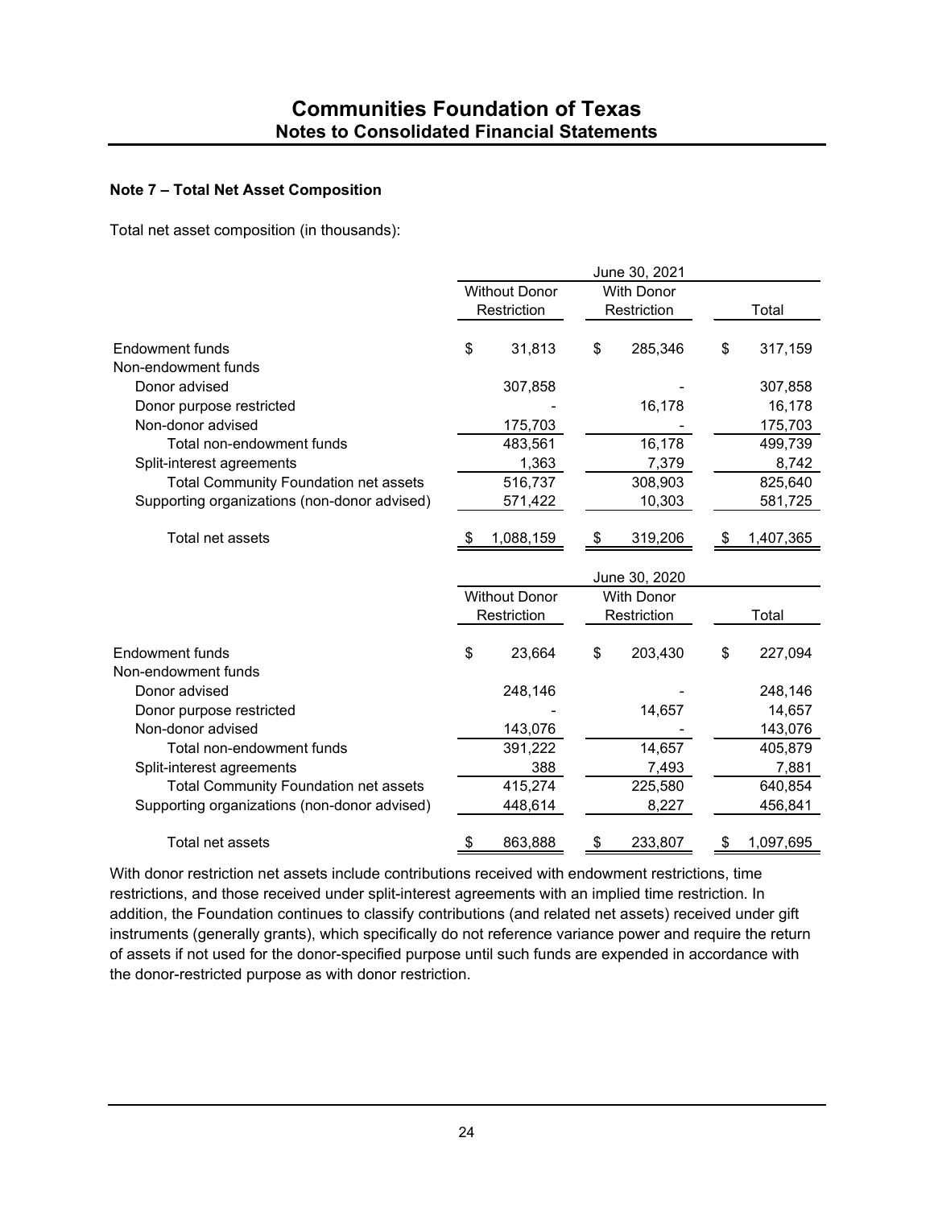### Note 7 – Total Net Asset Composition

Total net asset composition (in thousands):

| | June 30, 2021 | | |
|---|---|---|---|
| | Without Donor Restriction | With Donor Restriction | Total |
| Endowment funds | $ 31,813 | $ 285,346 | $ 317,159 |
| Non-endowment funds | | | |
| Donor advised | 307,858 | - | 307,858 |
| Donor purpose restricted | - | 16,178 | 16,178 |
| Non-donor advised | 175,703 | - | 175,703 |
| Total non-endowment funds | 483,561 | 16,178 | 499,739 |
| Split-interest agreements | 1,363 | 7,379 | 8,742 |
| Total Community Foundation net assets | 516,737 | 308,903 | 825,640 |
| Supporting organizations (non-donor advised) | 571,422 | 10,303 | 581,725 |
| Total net assets | $ 1,088,159 | $ 319,206 | $ 1,407,365 |

| | June 30, 2020 | | |
|---|---|---|---|
| | Without Donor Restriction | With Donor Restriction | Total |
| Endowment funds | $ 23,664 | $ 203,430 | $ 227,094 |
| Non-endowment funds | | | |
| Donor advised | 248,146 | - | 248,146 |
| Donor purpose restricted | - | 14,657 | 14,657 |
| Non-donor advised | 143,076 | - | 143,076 |
| Total non-endowment funds | 391,222 | 14,657 | 405,879 |
| Split-interest agreements | 388 | 7,493 | 7,881 |
| Total Community Foundation net assets | 415,274 | 225,580 | 640,854 |
| Supporting organizations (non-donor advised) | 448,614 | 8,227 | 456,841 |
| Total net assets | $ 863,888 | $ 233,807 | $ 1,097,695 |

With donor restriction net assets include contributions received with endowment restrictions, time restrictions, and those received under split-interest agreements with an implied time restriction. In addition, the Foundation continues to classify contributions (and related net assets) received under gift instruments (generally grants), which specifically do not reference variance power and require the return of assets if not used for the donor-specified purpose until such funds are expended in accordance with the donor-restricted purpose as with donor restriction.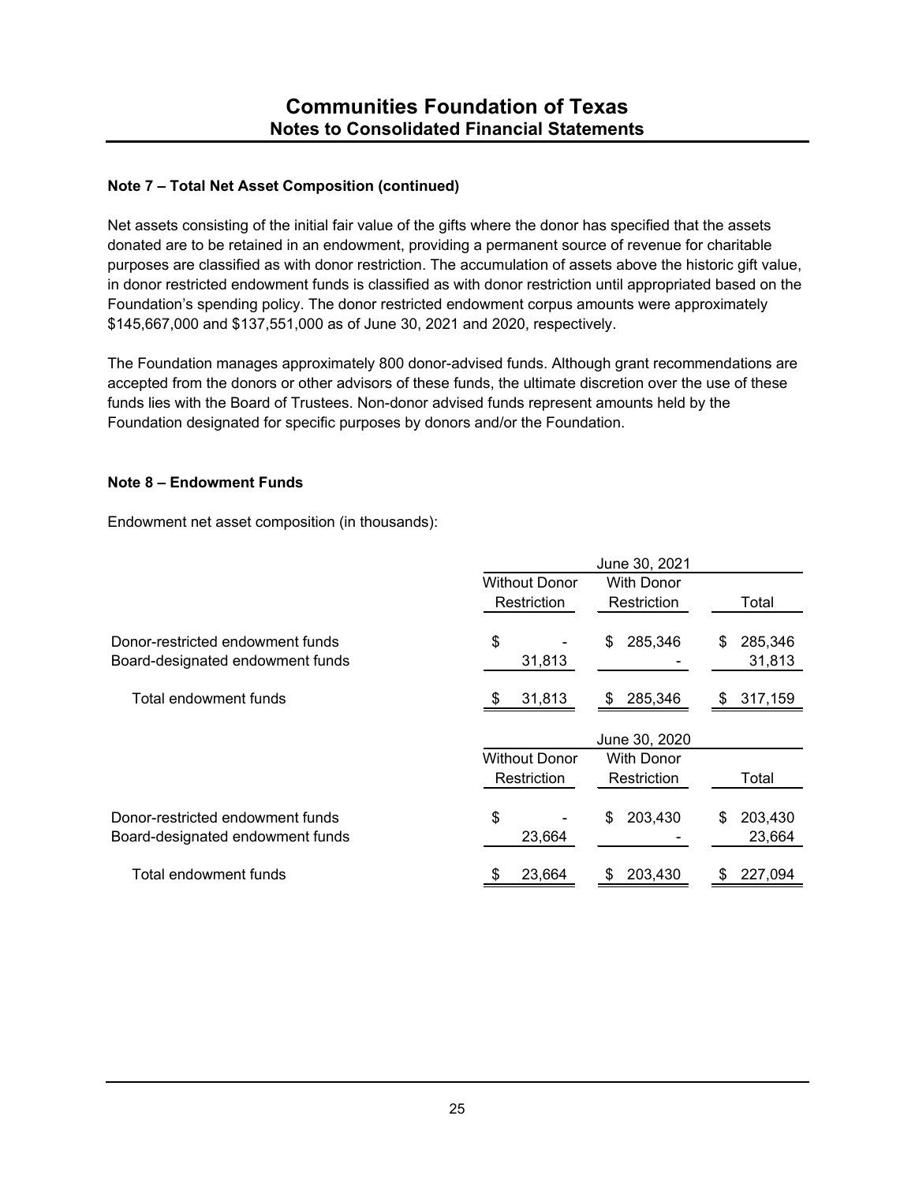**Note 7 – Total Net Asset Composition (continued)**

Net assets consisting of the initial fair value of the gifts where the donor has specified that the assets donated are to be retained in an endowment, providing a permanent source of revenue for charitable purposes are classified as with donor restriction. The accumulation of assets above the historic gift value, in donor restricted endowment funds is classified as with donor restriction until appropriated based on the Foundation's spending policy. The donor restricted endowment corpus amounts were approximately $145,667,000 and $137,551,000 as of June 30, 2021 and 2020, respectively.

The Foundation manages approximately 800 donor-advised funds. Although grant recommendations are accepted from the donors or other advisors of these funds, the ultimate discretion over the use of these funds lies with the Board of Trustees. Non-donor advised funds represent amounts held by the Foundation designated for specific purposes by donors and/or the Foundation.

**Note 8 – Endowment Funds**

Endowment net asset composition (in thousands):

| | June 30, 2021 | | |
|---|---|---|---|
| | Without Donor Restriction | With Donor Restriction | Total |
| Donor-restricted endowment funds | $ - | $ 285,346 | $ 285,346 |
| Board-designated endowment funds | 31,813 | - | 31,813 |
| Total endowment funds | $ 31,813 | $ 285,346 | $ 317,159 |

| | June 30, 2020 | | |
|---|---|---|---|
| | Without Donor Restriction | With Donor Restriction | Total |
| Donor-restricted endowment funds | $ - | $ 203,430 | $ 203,430 |
| Board-designated endowment funds | 23,664 | - | 23,664 |
| Total endowment funds | $ 23,664 | $ 203,430 | $ 227,094 |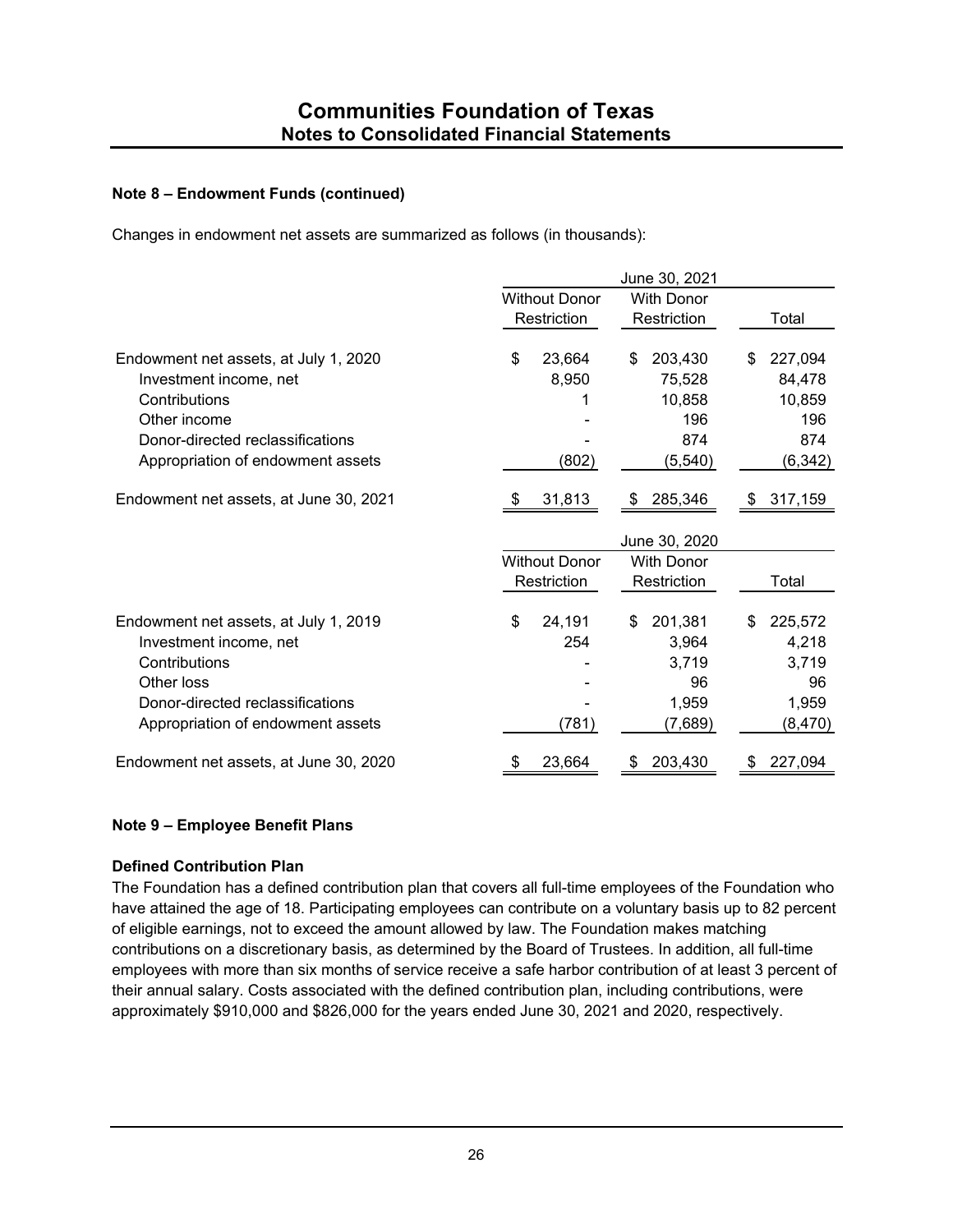**Note 8 – Endowment Funds (continued)**

Changes in endowment net assets are summarized as follows (in thousands):

| | June 30, 2021 | | |
|---|---|---|---|
| | Without Donor Restriction | With Donor Restriction | Total |
| Endowment net assets, at July 1, 2020 | $ 23,664 | $ 203,430 | $ 227,094 |
| Investment income, net | 8,950 | 75,528 | 84,478 |
| Contributions | 1 | 10,858 | 10,859 |
| Other income | - | 196 | 196 |
| Donor-directed reclassifications | - | 874 | 874 |
| Appropriation of endowment assets | (802) | (5,540) | (6,342) |
| Endowment net assets, at June 30, 2021 | $ 31,813 | $ 285,346 | $ 317,159 |

| | June 30, 2020 | | |
|---|---|---|---|
| | Without Donor Restriction | With Donor Restriction | Total |
| Endowment net assets, at July 1, 2019 | $ 24,191 | $ 201,381 | $ 225,572 |
| Investment income, net | 254 | 3,964 | 4,218 |
| Contributions | - | 3,719 | 3,719 |
| Other loss | - | 96 | 96 |
| Donor-directed reclassifications | - | 1,959 | 1,959 |
| Appropriation of endowment assets | (781) | (7,689) | (8,470) |
| Endowment net assets, at June 30, 2020 | $ 23,664 | $ 203,430 | $ 227,094 |

**Note 9 – Employee Benefit Plans**

**Defined Contribution Plan**

The Foundation has a defined contribution plan that covers all full-time employees of the Foundation who have attained the age of 18. Participating employees can contribute on a voluntary basis up to 82 percent of eligible earnings, not to exceed the amount allowed by law. The Foundation makes matching contributions on a discretionary basis, as determined by the Board of Trustees. In addition, all full-time employees with more than six months of service receive a safe harbor contribution of at least 3 percent of their annual salary. Costs associated with the defined contribution plan, including contributions, were approximately $910,000 and $826,000 for the years ended June 30, 2021 and 2020, respectively.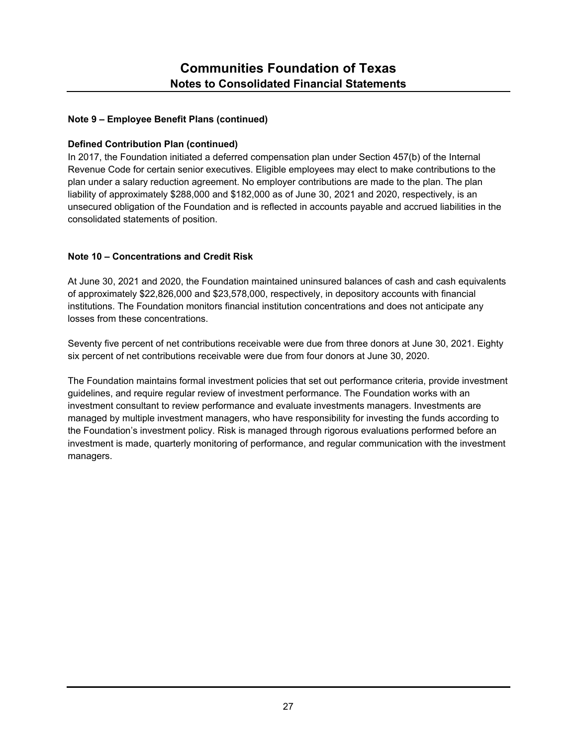### Note 9 – Employee Benefit Plans (continued)

**Defined Contribution Plan (continued)**

In 2017, the Foundation initiated a deferred compensation plan under Section 457(b) of the Internal Revenue Code for certain senior executives. Eligible employees may elect to make contributions to the plan under a salary reduction agreement. No employer contributions are made to the plan. The plan liability of approximately $288,000 and $182,000 as of June 30, 2021 and 2020, respectively, is an unsecured obligation of the Foundation and is reflected in accounts payable and accrued liabilities in the consolidated statements of position.

### Note 10 – Concentrations and Credit Risk

At June 30, 2021 and 2020, the Foundation maintained uninsured balances of cash and cash equivalents of approximately $22,826,000 and $23,578,000, respectively, in depository accounts with financial institutions. The Foundation monitors financial institution concentrations and does not anticipate any losses from these concentrations.

Seventy five percent of net contributions receivable were due from three donors at June 30, 2021. Eighty six percent of net contributions receivable were due from four donors at June 30, 2020.

The Foundation maintains formal investment policies that set out performance criteria, provide investment guidelines, and require regular review of investment performance. The Foundation works with an investment consultant to review performance and evaluate investments managers. Investments are managed by multiple investment managers, who have responsibility for investing the funds according to the Foundation's investment policy. Risk is managed through rigorous evaluations performed before an investment is made, quarterly monitoring of performance, and regular communication with the investment managers.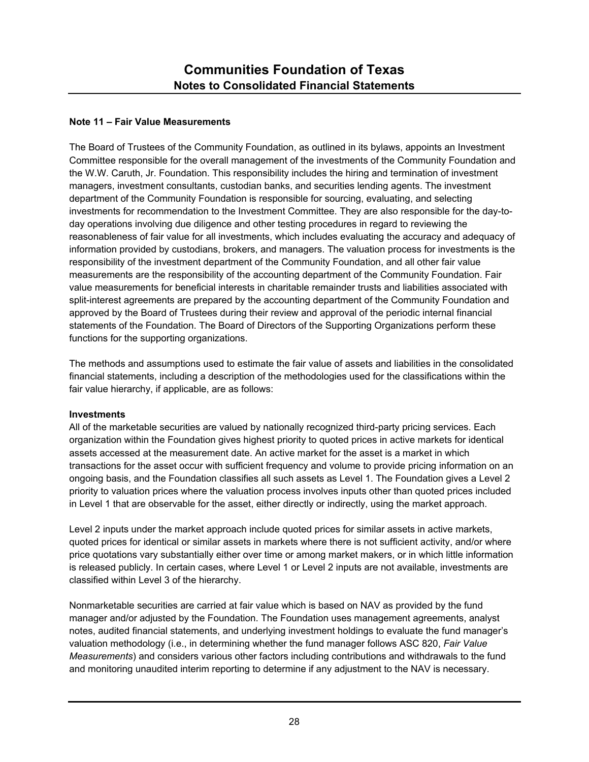## Note 11 – Fair Value Measurements

The Board of Trustees of the Community Foundation, as outlined in its bylaws, appoints an Investment Committee responsible for the overall management of the investments of the Community Foundation and the W.W. Caruth, Jr. Foundation. This responsibility includes the hiring and termination of investment managers, investment consultants, custodian banks, and securities lending agents. The investment department of the Community Foundation is responsible for sourcing, evaluating, and selecting investments for recommendation to the Investment Committee. They are also responsible for the day-to-day operations involving due diligence and other testing procedures in regard to reviewing the reasonableness of fair value for all investments, which includes evaluating the accuracy and adequacy of information provided by custodians, brokers, and managers. The valuation process for investments is the responsibility of the investment department of the Community Foundation, and all other fair value measurements are the responsibility of the accounting department of the Community Foundation. Fair value measurements for beneficial interests in charitable remainder trusts and liabilities associated with split-interest agreements are prepared by the accounting department of the Community Foundation and approved by the Board of Trustees during their review and approval of the periodic internal financial statements of the Foundation. The Board of Directors of the Supporting Organizations perform these functions for the supporting organizations.

The methods and assumptions used to estimate the fair value of assets and liabilities in the consolidated financial statements, including a description of the methodologies used for the classifications within the fair value hierarchy, if applicable, are as follows:

**Investments**

All of the marketable securities are valued by nationally recognized third-party pricing services. Each organization within the Foundation gives highest priority to quoted prices in active markets for identical assets accessed at the measurement date. An active market for the asset is a market in which transactions for the asset occur with sufficient frequency and volume to provide pricing information on an ongoing basis, and the Foundation classifies all such assets as Level 1. The Foundation gives a Level 2 priority to valuation prices where the valuation process involves inputs other than quoted prices included in Level 1 that are observable for the asset, either directly or indirectly, using the market approach.

Level 2 inputs under the market approach include quoted prices for similar assets in active markets, quoted prices for identical or similar assets in markets where there is not sufficient activity, and/or where price quotations vary substantially either over time or among market makers, or in which little information is released publicly. In certain cases, where Level 1 or Level 2 inputs are not available, investments are classified within Level 3 of the hierarchy.

Nonmarketable securities are carried at fair value which is based on NAV as provided by the fund manager and/or adjusted by the Foundation. The Foundation uses management agreements, analyst notes, audited financial statements, and underlying investment holdings to evaluate the fund manager's valuation methodology (i.e., in determining whether the fund manager follows ASC 820, *Fair Value Measurements*) and considers various other factors including contributions and withdrawals to the fund and monitoring unaudited interim reporting to determine if any adjustment to the NAV is necessary.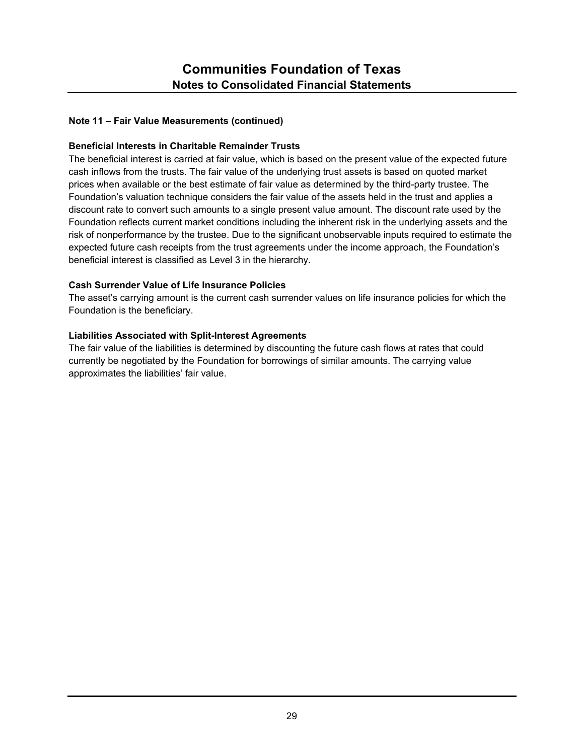**Note 11 – Fair Value Measurements (continued)**

**Beneficial Interests in Charitable Remainder Trusts**

The beneficial interest is carried at fair value, which is based on the present value of the expected future cash inflows from the trusts. The fair value of the underlying trust assets is based on quoted market prices when available or the best estimate of fair value as determined by the third-party trustee. The Foundation's valuation technique considers the fair value of the assets held in the trust and applies a discount rate to convert such amounts to a single present value amount. The discount rate used by the Foundation reflects current market conditions including the inherent risk in the underlying assets and the risk of nonperformance by the trustee. Due to the significant unobservable inputs required to estimate the expected future cash receipts from the trust agreements under the income approach, the Foundation's beneficial interest is classified as Level 3 in the hierarchy.

**Cash Surrender Value of Life Insurance Policies**

The asset's carrying amount is the current cash surrender values on life insurance policies for which the Foundation is the beneficiary.

**Liabilities Associated with Split-Interest Agreements**

The fair value of the liabilities is determined by discounting the future cash flows at rates that could currently be negotiated by the Foundation for borrowings of similar amounts. The carrying value approximates the liabilities' fair value.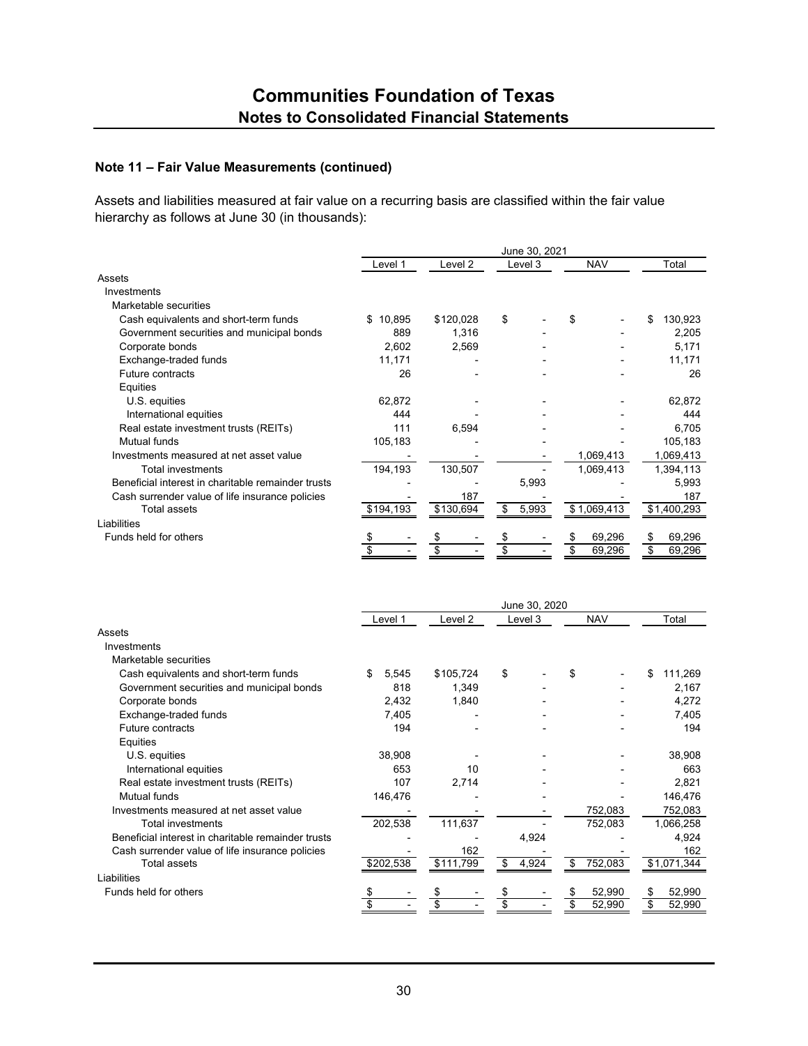# Communities Foundation of Texas
## Notes to Consolidated Financial Statements

### Note 11 – Fair Value Measurements (continued)

Assets and liabilities measured at fair value on a recurring basis are classified within the fair value hierarchy as follows at June 30 (in thousands):

| | June 30, 2021 | | | | |
|---|---|---|---|---|---|
| | Level 1 | Level 2 | Level 3 | NAV | Total |
| Assets | | | | | |
| Investments | | | | | |
| Marketable securities | | | | | |
| Cash equivalents and short-term funds | $ 10,895 | $120,028 | $ - | $ - | $ 130,923 |
| Government securities and municipal bonds | 889 | 1,316 | - | - | 2,205 |
| Corporate bonds | 2,602 | 2,569 | - | - | 5,171 |
| Exchange-traded funds | 11,171 | - | - | - | 11,171 |
| Future contracts | 26 | - | - | - | 26 |
| Equities | | | | | |
| U.S. equities | 62,872 | - | - | - | 62,872 |
| International equities | 444 | - | - | - | 444 |
| Real estate investment trusts (REITs) | 111 | 6,594 | - | - | 6,705 |
| Mutual funds | 105,183 | - | - | - | 105,183 |
| Investments measured at net asset value | - | - | - | 1,069,413 | 1,069,413 |
| Total investments | 194,193 | 130,507 | - | 1,069,413 | 1,394,113 |
| Beneficial interest in charitable remainder trusts | - | - | 5,993 | - | 5,993 |
| Cash surrender value of life insurance policies | - | 187 | - | - | 187 |
| Total assets | $194,193 | $130,694 | $ 5,993 | $ 1,069,413 | $1,400,293 |
| Liabilities | | | | | |
| Funds held for others | $ - | $ - | $ - | $ 69,296 | $ 69,296 |
| | $ - | $ - | $ - | $ 69,296 | $ 69,296 |

| | June 30, 2020 | | | | |
|---|---|---|---|---|---|
| | Level 1 | Level 2 | Level 3 | NAV | Total |
| Assets | | | | | |
| Investments | | | | | |
| Marketable securities | | | | | |
| Cash equivalents and short-term funds | $ 5,545 | $105,724 | $ - | $ - | $ 111,269 |
| Government securities and municipal bonds | 818 | 1,349 | - | - | 2,167 |
| Corporate bonds | 2,432 | 1,840 | - | - | 4,272 |
| Exchange-traded funds | 7,405 | - | - | - | 7,405 |
| Future contracts | 194 | - | - | - | 194 |
| Equities | | | | | |
| U.S. equities | 38,908 | - | - | - | 38,908 |
| International equities | 653 | 10 | - | - | 663 |
| Real estate investment trusts (REITs) | 107 | 2,714 | - | - | 2,821 |
| Mutual funds | 146,476 | - | - | - | 146,476 |
| Investments measured at net asset value | - | - | - | 752,083 | 752,083 |
| Total investments | 202,538 | 111,637 | - | 752,083 | 1,066,258 |
| Beneficial interest in charitable remainder trusts | - | - | 4,924 | - | 4,924 |
| Cash surrender value of life insurance policies | - | 162 | - | - | 162 |
| Total assets | $202,538 | $111,799 | $ 4,924 | $ 752,083 | $1,071,344 |
| Liabilities | | | | | |
| Funds held for others | $ - | $ - | $ - | $ 52,990 | $ 52,990 |
| | $ - | $ - | $ - | $ 52,990 | $ 52,990 |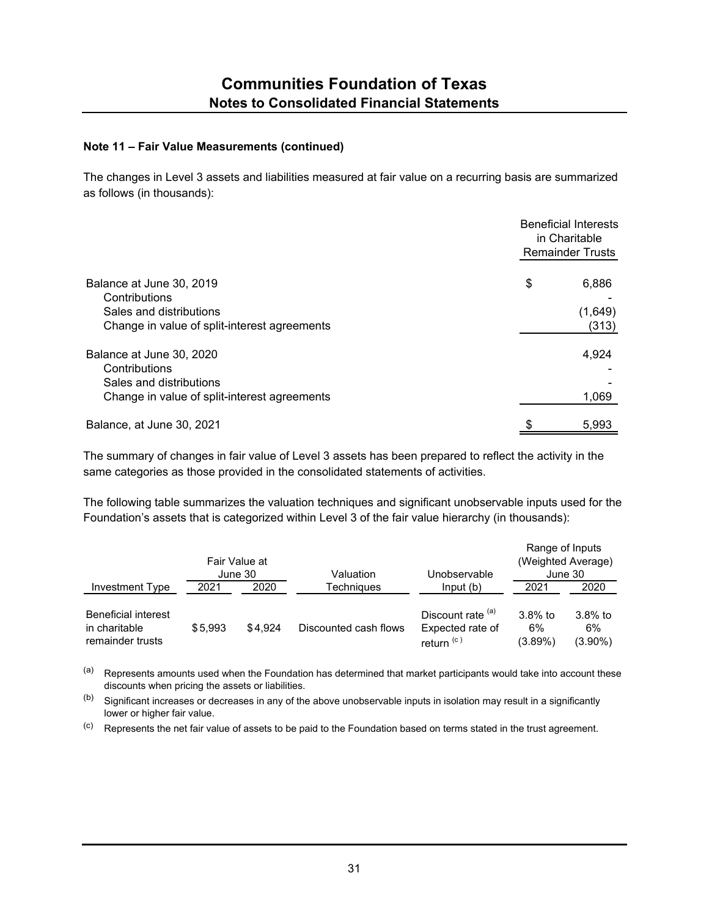# Communities Foundation of Texas
## Notes to Consolidated Financial Statements

**Note 11 – Fair Value Measurements (continued)**

The changes in Level 3 assets and liabilities measured at fair value on a recurring basis are summarized as follows (in thousands):

| | Beneficial Interests in Charitable Remainder Trusts |
|---|---|
| Balance at June 30, 2019 | $ 6,886 |
| Contributions | - |
| Sales and distributions | (1,649) |
| Change in value of split-interest agreements | (313) |
| Balance at June 30, 2020 | 4,924 |
| Contributions | - |
| Sales and distributions | - |
| Change in value of split-interest agreements | 1,069 |
| Balance, at June 30, 2021 | $ 5,993 |

The summary of changes in fair value of Level 3 assets has been prepared to reflect the activity in the same categories as those provided in the consolidated statements of activities.

The following table summarizes the valuation techniques and significant unobservable inputs used for the Foundation's assets that is categorized within Level 3 of the fair value hierarchy (in thousands):

| | Fair Value at June 30 | | | | Range of Inputs (Weighted Average) June 30 | |
|---|---|---|---|---|---|---|
| Investment Type | 2021 | 2020 | Valuation Techniques | Unobservable Input (b) | 2021 | 2020 |
| Beneficial interest in charitable remainder trusts | $ 5,993 | $ 4,924 | Discounted cash flows | Discount rate [(a)] Expected rate of return [(c)] | 3.8% to 6% (3.89%) | 3.8% to 6% (3.90%) |

(a) Represents amounts used when the Foundation has determined that market participants would take into account these discounts when pricing the assets or liabilities.

(b) Significant increases or decreases in any of the above unobservable inputs in isolation may result in a significantly lower or higher fair value.

(c) Represents the net fair value of assets to be paid to the Foundation based on terms stated in the trust agreement.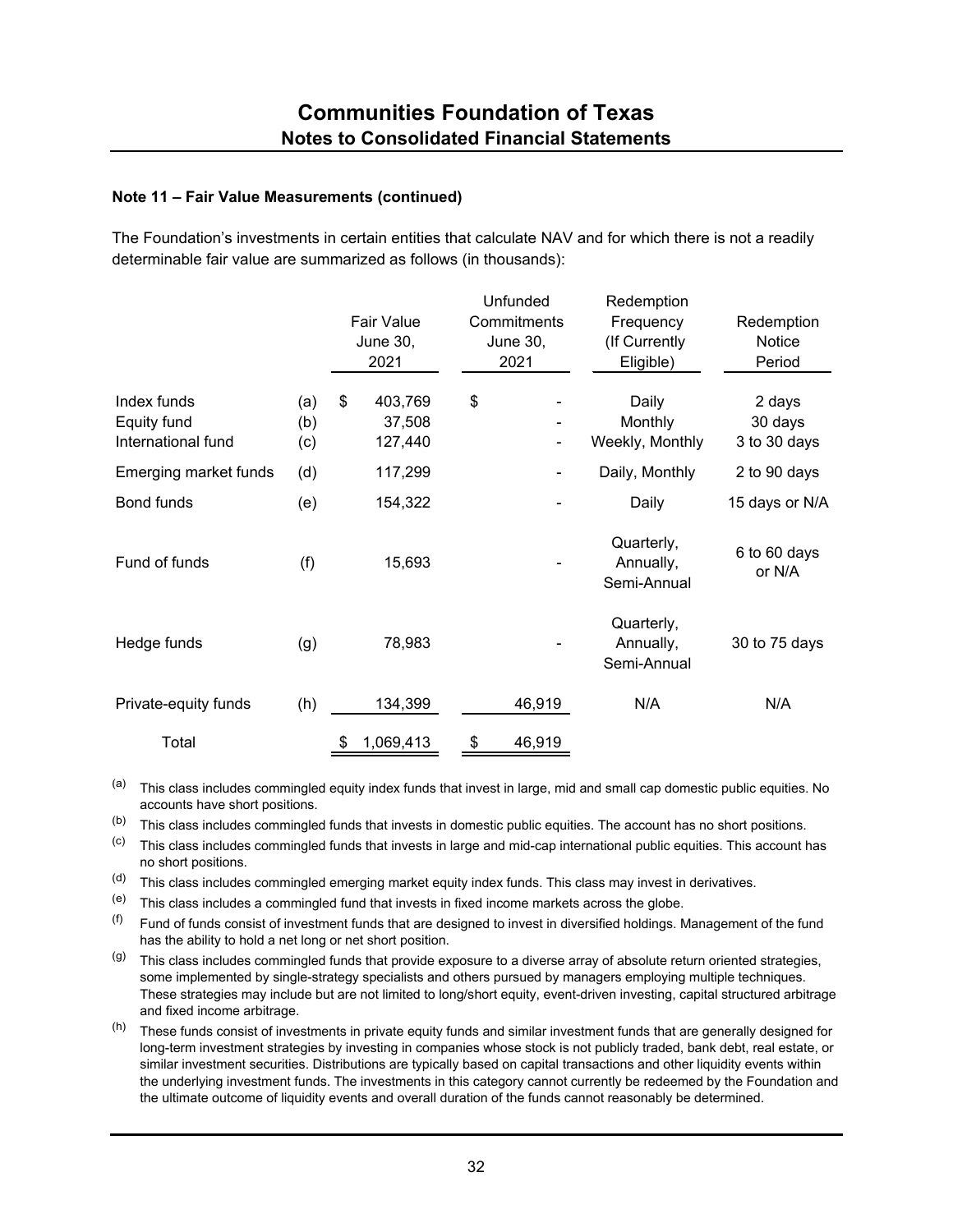### Note 11 – Fair Value Measurements (continued)

The Foundation's investments in certain entities that calculate NAV and for which there is not a readily determinable fair value are summarized as follows (in thousands):

| | | Fair Value June 30, 2021 | Unfunded Commitments June 30, 2021 | Redemption Frequency (If Currently Eligible) | Redemption Notice Period |
|---|---|---|---|---|---|
| Index funds | (a) | $ 403,769 | $ - | Daily | 2 days |
| Equity fund | (b) | 37,508 | - | Monthly | 30 days |
| International fund | (c) | 127,440 | - | Weekly, Monthly | 3 to 30 days |
| Emerging market funds | (d) | 117,299 | - | Daily, Monthly | 2 to 90 days |
| Bond funds | (e) | 154,322 | - | Daily | 15 days or N/A |
| Fund of funds | (f) | 15,693 | - | Quarterly, Annually, Semi-Annual | 6 to 60 days or N/A |
| Hedge funds | (g) | 78,983 | - | Quarterly, Annually, Semi-Annual | 30 to 75 days |
| Private-equity funds | (h) | 134,399 | 46,919 | N/A | N/A |
| Total | | $ 1,069,413 | $ 46,919 | | |

(a) This class includes commingled equity index funds that invest in large, mid and small cap domestic public equities. No accounts have short positions.

(b) This class includes commingled funds that invests in domestic public equities. The account has no short positions.

(c) This class includes commingled funds that invests in large and mid-cap international public equities. This account has no short positions.

(d) This class includes commingled emerging market equity index funds. This class may invest in derivatives.

(e) This class includes a commingled fund that invests in fixed income markets across the globe.

(f) Fund of funds consist of investment funds that are designed to invest in diversified holdings. Management of the fund has the ability to hold a net long or net short position.

(g) This class includes commingled funds that provide exposure to a diverse array of absolute return oriented strategies, some implemented by single-strategy specialists and others pursued by managers employing multiple techniques. These strategies may include but are not limited to long/short equity, event-driven investing, capital structured arbitrage and fixed income arbitrage.

(h) These funds consist of investments in private equity funds and similar investment funds that are generally designed for long-term investment strategies by investing in companies whose stock is not publicly traded, bank debt, real estate, or similar investment securities. Distributions are typically based on capital transactions and other liquidity events within the underlying investment funds. The investments in this category cannot currently be redeemed by the Foundation and the ultimate outcome of liquidity events and overall duration of the funds cannot reasonably be determined.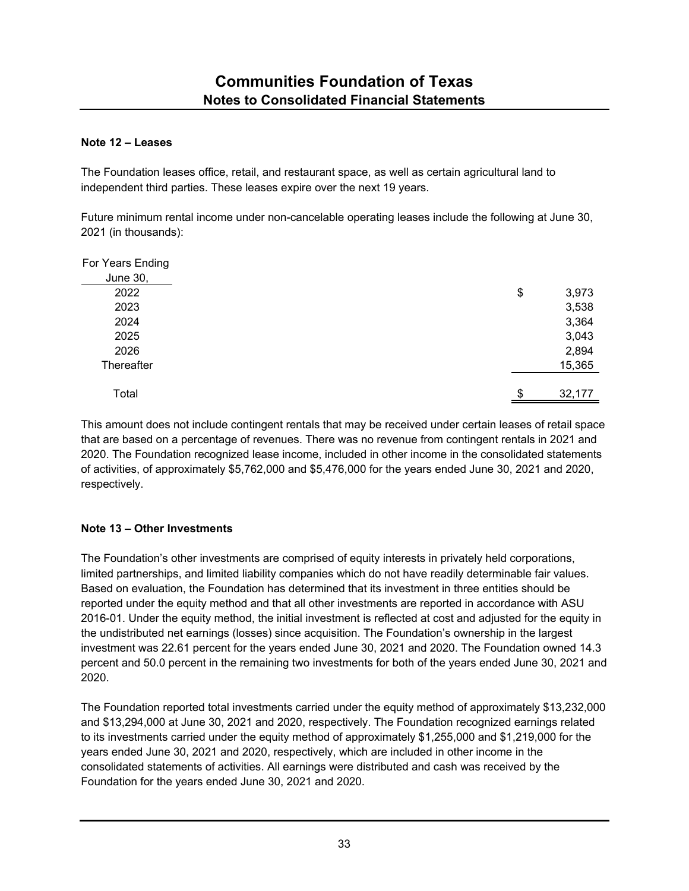## Note 12 – Leases

The Foundation leases office, retail, and restaurant space, as well as certain agricultural land to independent third parties. These leases expire over the next 19 years.

Future minimum rental income under non-cancelable operating leases include the following at June 30, 2021 (in thousands):

| For Years Ending June 30, | |
|---|---|
| 2022 | $ 3,973 |
| 2023 | 3,538 |
| 2024 | 3,364 |
| 2025 | 3,043 |
| 2026 | 2,894 |
| Thereafter | 15,365 |
| Total | $ 32,177 |

This amount does not include contingent rentals that may be received under certain leases of retail space that are based on a percentage of revenues. There was no revenue from contingent rentals in 2021 and 2020. The Foundation recognized lease income, included in other income in the consolidated statements of activities, of approximately $5,762,000 and $5,476,000 for the years ended June 30, 2021 and 2020, respectively.

## Note 13 – Other Investments

The Foundation's other investments are comprised of equity interests in privately held corporations, limited partnerships, and limited liability companies which do not have readily determinable fair values. Based on evaluation, the Foundation has determined that its investment in three entities should be reported under the equity method and that all other investments are reported in accordance with ASU 2016-01. Under the equity method, the initial investment is reflected at cost and adjusted for the equity in the undistributed net earnings (losses) since acquisition. The Foundation's ownership in the largest investment was 22.61 percent for the years ended June 30, 2021 and 2020. The Foundation owned 14.3 percent and 50.0 percent in the remaining two investments for both of the years ended June 30, 2021 and 2020.

The Foundation reported total investments carried under the equity method of approximately $13,232,000 and $13,294,000 at June 30, 2021 and 2020, respectively. The Foundation recognized earnings related to its investments carried under the equity method of approximately $1,255,000 and $1,219,000 for the years ended June 30, 2021 and 2020, respectively, which are included in other income in the consolidated statements of activities. All earnings were distributed and cash was received by the Foundation for the years ended June 30, 2021 and 2020.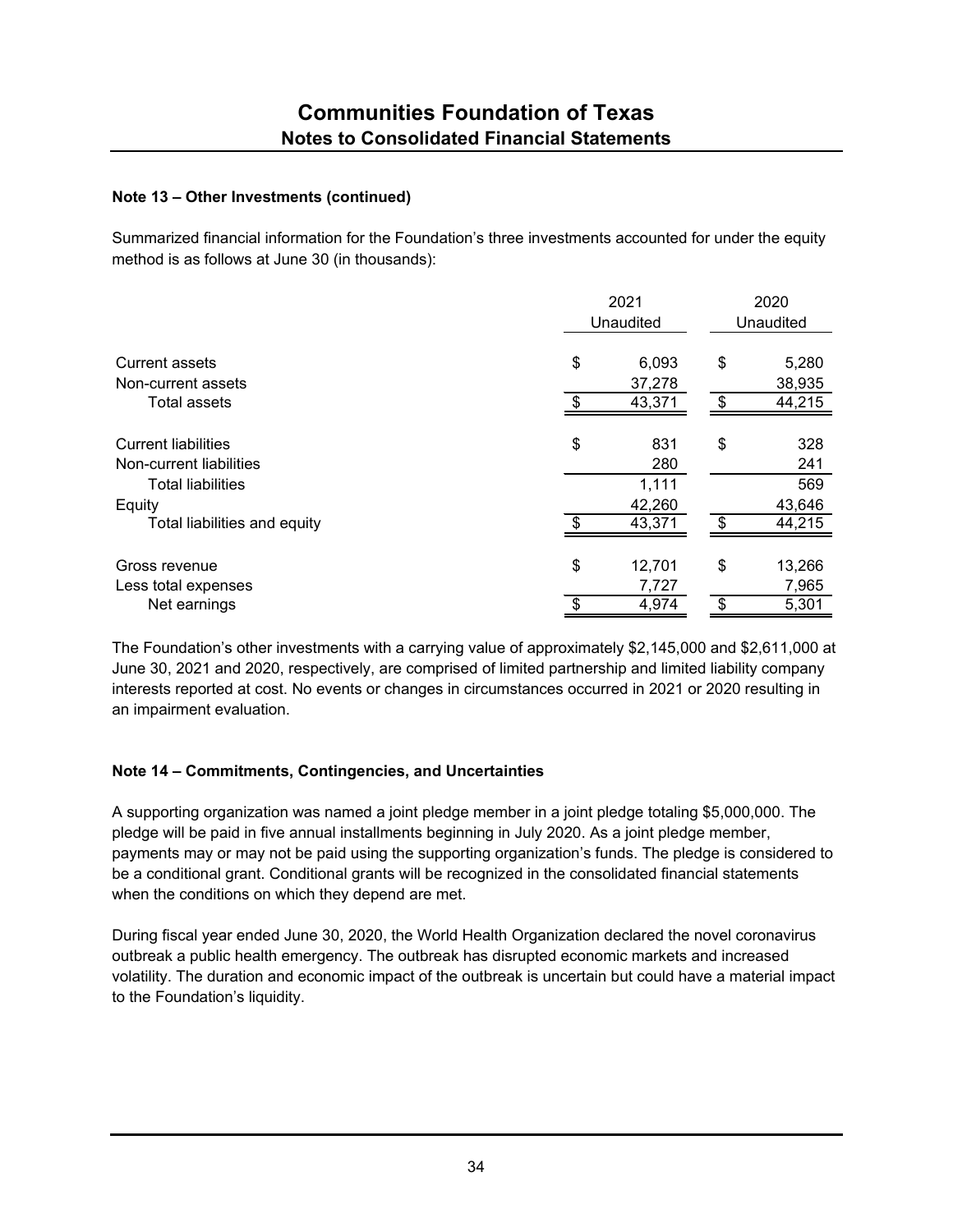**Note 13 – Other Investments (continued)**

Summarized financial information for the Foundation's three investments accounted for under the equity method is as follows at June 30 (in thousands):

| | 2021 Unaudited | 2020 Unaudited |
|---|---|---|
| Current assets | $ 6,093 | $ 5,280 |
| Non-current assets | 37,278 | 38,935 |
| Total assets | $ 43,371 | $ 44,215 |
| | | |
| Current liabilities | $ 831 | $ 328 |
| Non-current liabilities | 280 | 241 |
| Total liabilities | 1,111 | 569 |
| Equity | 42,260 | 43,646 |
| Total liabilities and equity | $ 43,371 | $ 44,215 |
| | | |
| Gross revenue | $ 12,701 | $ 13,266 |
| Less total expenses | 7,727 | 7,965 |
| Net earnings | $ 4,974 | $ 5,301 |

The Foundation's other investments with a carrying value of approximately $2,145,000 and $2,611,000 at June 30, 2021 and 2020, respectively, are comprised of limited partnership and limited liability company interests reported at cost. No events or changes in circumstances occurred in 2021 or 2020 resulting in an impairment evaluation.

**Note 14 – Commitments, Contingencies, and Uncertainties**

A supporting organization was named a joint pledge member in a joint pledge totaling $5,000,000. The pledge will be paid in five annual installments beginning in July 2020. As a joint pledge member, payments may or may not be paid using the supporting organization's funds. The pledge is considered to be a conditional grant. Conditional grants will be recognized in the consolidated financial statements when the conditions on which they depend are met.

During fiscal year ended June 30, 2020, the World Health Organization declared the novel coronavirus outbreak a public health emergency. The outbreak has disrupted economic markets and increased volatility. The duration and economic impact of the outbreak is uncertain but could have a material impact to the Foundation's liquidity.